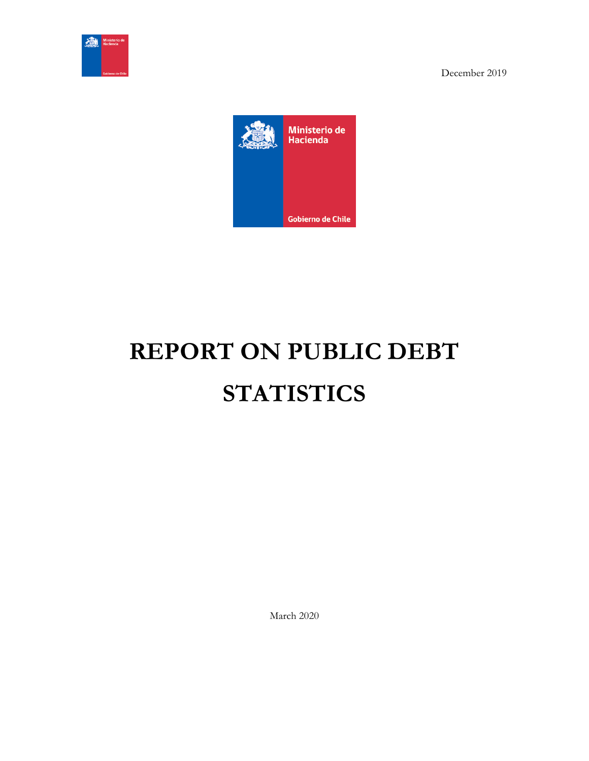December 2019

Ministerio de Hacienda

Gobierno de Chile

# REPORT ON PUBLIC DEBT STATISTICS

March 2020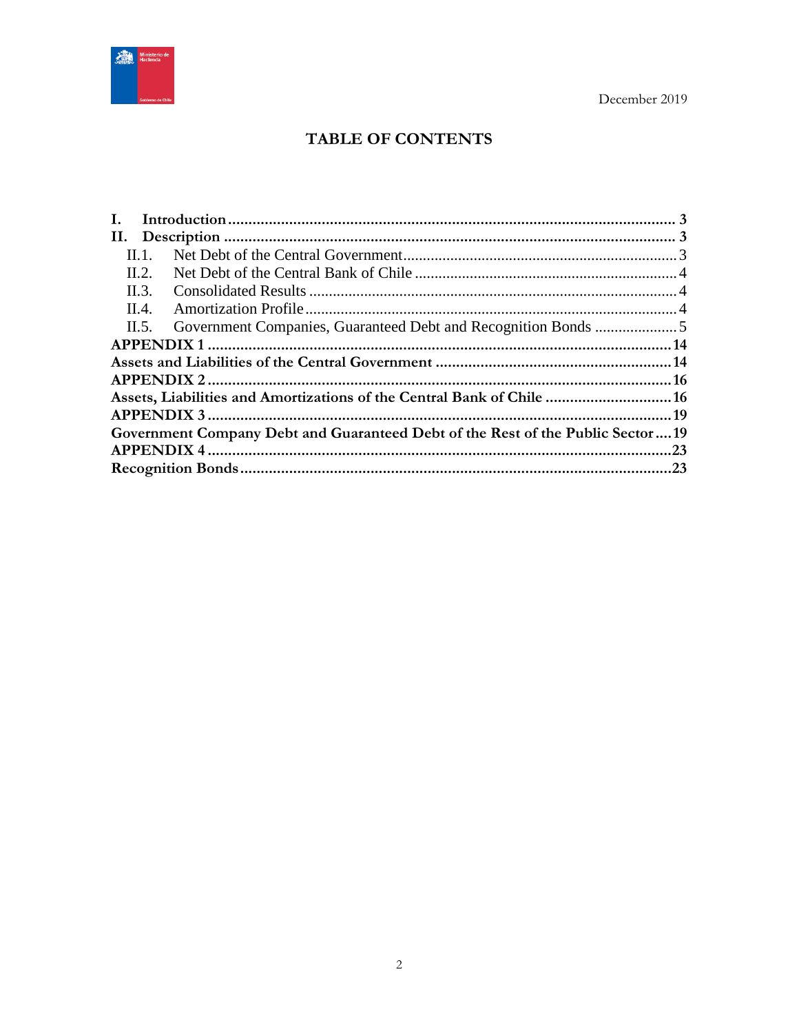December 2019

# TABLE OF CONTENTS

**I. Introduction** ........................................................................................................ **3**

**II. Description** ........................................................................................................ **3**

- II.1. Net Debt of the Central Government ........................................................... 3
- II.2. Net Debt of the Central Bank of Chile .......................................................... 4
- II.3. Consolidated Results ...................................................................................... 4
- II.4. Amortization Profile ....................................................................................... 4
- II.5. Government Companies, Guaranteed Debt and Recognition Bonds ................... 5

**APPENDIX 1** ........................................................................................................ **14**

**Assets and Liabilities of the Central Government** ................................................. **14**

**APPENDIX 2** ........................................................................................................ **16**

**Assets, Liabilities and Amortizations of the Central Bank of Chile** ......................... **16**

**APPENDIX 3** ........................................................................................................ **19**

**Government Company Debt and Guaranteed Debt of the Rest of the Public Sector** .... **19**

**APPENDIX 4** ........................................................................................................ **23**

**Recognition Bonds** ................................................................................................. **23**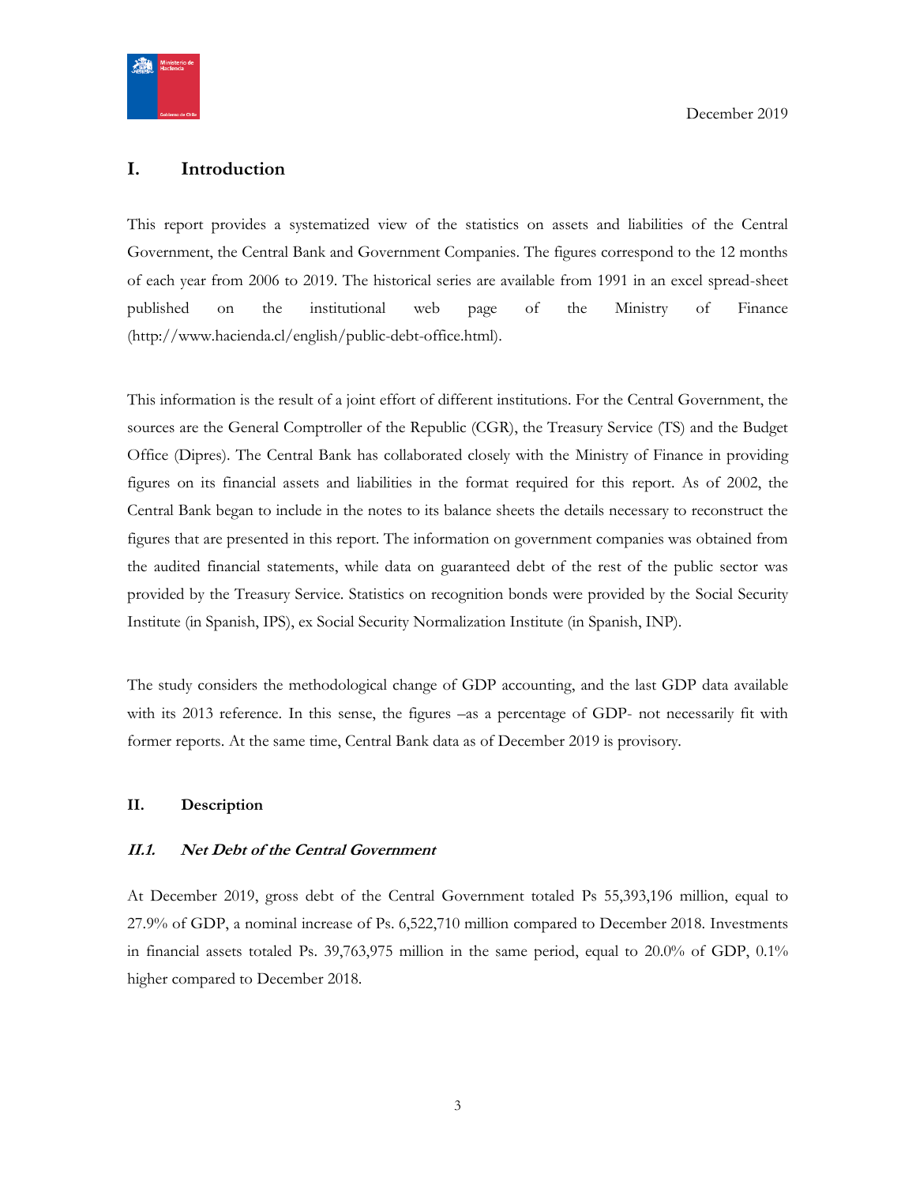## I. Introduction

This report provides a systematized view of the statistics on assets and liabilities of the Central Government, the Central Bank and Government Companies. The figures correspond to the 12 months of each year from 2006 to 2019. The historical series are available from 1991 in an excel spread-sheet published on the institutional web page of the Ministry of Finance (http://www.hacienda.cl/english/public-debt-office.html).

This information is the result of a joint effort of different institutions. For the Central Government, the sources are the General Comptroller of the Republic (CGR), the Treasury Service (TS) and the Budget Office (Dipres). The Central Bank has collaborated closely with the Ministry of Finance in providing figures on its financial assets and liabilities in the format required for this report. As of 2002, the Central Bank began to include in the notes to its balance sheets the details necessary to reconstruct the figures that are presented in this report. The information on government companies was obtained from the audited financial statements, while data on guaranteed debt of the rest of the public sector was provided by the Treasury Service. Statistics on recognition bonds were provided by the Social Security Institute (in Spanish, IPS), ex Social Security Normalization Institute (in Spanish, INP).

The study considers the methodological change of GDP accounting, and the last GDP data available with its 2013 reference. In this sense, the figures –as a percentage of GDP- not necessarily fit with former reports. At the same time, Central Bank data as of December 2019 is provisory.

## II. Description

### *II.1. Net Debt of the Central Government*

At December 2019, gross debt of the Central Government totaled Ps 55,393,196 million, equal to 27.9% of GDP, a nominal increase of Ps. 6,522,710 million compared to December 2018. Investments in financial assets totaled Ps. 39,763,975 million in the same period, equal to 20.0% of GDP, 0.1% higher compared to December 2018.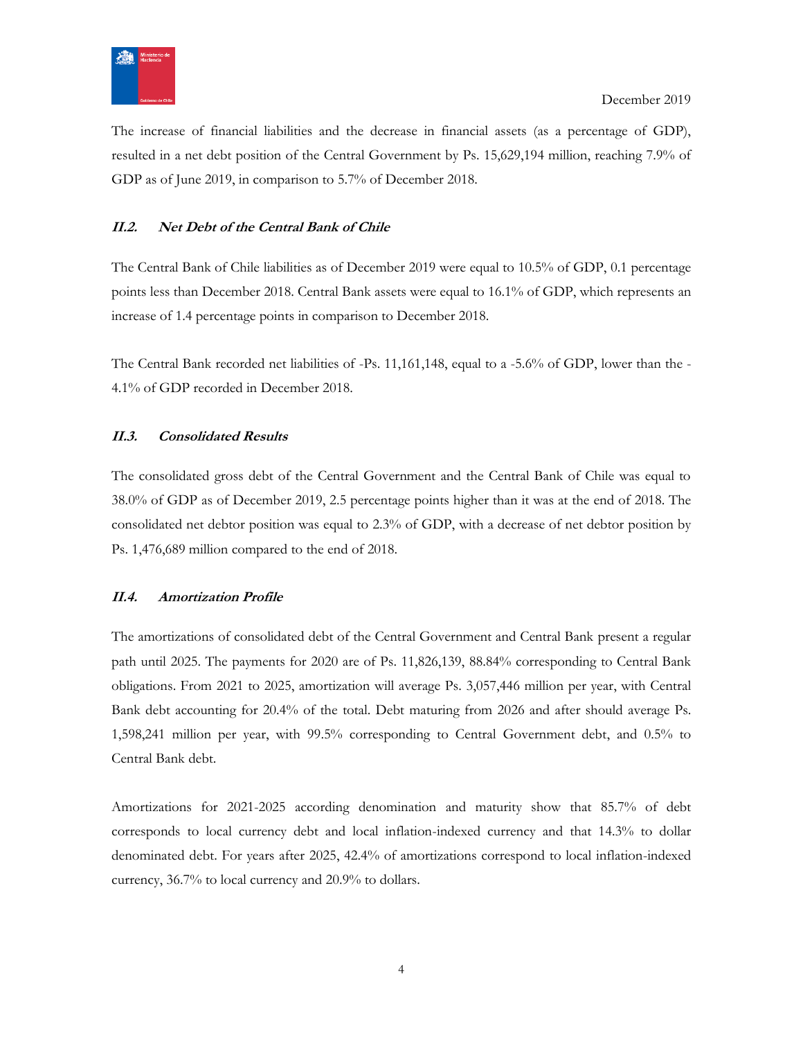The increase of financial liabilities and the decrease in financial assets (as a percentage of GDP), resulted in a net debt position of the Central Government by Ps. 15,629,194 million, reaching 7.9% of GDP as of June 2019, in comparison to 5.7% of December 2018.

### ***II.2. Net Debt of the Central Bank of Chile***

The Central Bank of Chile liabilities as of December 2019 were equal to 10.5% of GDP, 0.1 percentage points less than December 2018. Central Bank assets were equal to 16.1% of GDP, which represents an increase of 1.4 percentage points in comparison to December 2018.

The Central Bank recorded net liabilities of -Ps. 11,161,148, equal to a -5.6% of GDP, lower than the -4.1% of GDP recorded in December 2018.

### ***II.3. Consolidated Results***

The consolidated gross debt of the Central Government and the Central Bank of Chile was equal to 38.0% of GDP as of December 2019, 2.5 percentage points higher than it was at the end of 2018. The consolidated net debtor position was equal to 2.3% of GDP, with a decrease of net debtor position by Ps. 1,476,689 million compared to the end of 2018.

### ***II.4. Amortization Profile***

The amortizations of consolidated debt of the Central Government and Central Bank present a regular path until 2025. The payments for 2020 are of Ps. 11,826,139, 88.84% corresponding to Central Bank obligations. From 2021 to 2025, amortization will average Ps. 3,057,446 million per year, with Central Bank debt accounting for 20.4% of the total. Debt maturing from 2026 and after should average Ps. 1,598,241 million per year, with 99.5% corresponding to Central Government debt, and 0.5% to Central Bank debt.

Amortizations for 2021-2025 according denomination and maturity show that 85.7% of debt corresponds to local currency debt and local inflation-indexed currency and that 14.3% to dollar denominated debt. For years after 2025, 42.4% of amortizations correspond to local inflation-indexed currency, 36.7% to local currency and 20.9% to dollars.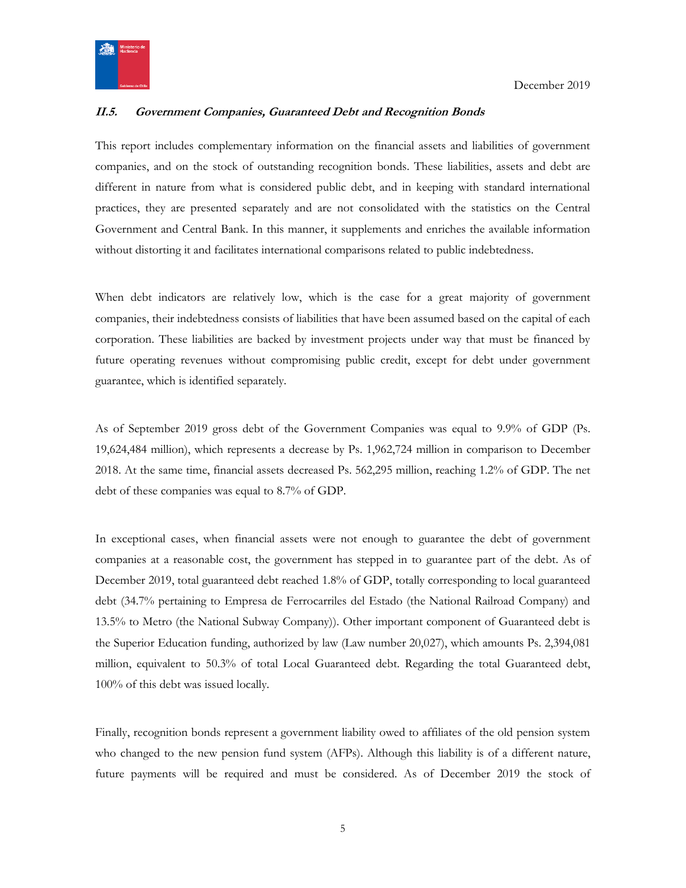### *II.5. Government Companies, Guaranteed Debt and Recognition Bonds*

This report includes complementary information on the financial assets and liabilities of government companies, and on the stock of outstanding recognition bonds. These liabilities, assets and debt are different in nature from what is considered public debt, and in keeping with standard international practices, they are presented separately and are not consolidated with the statistics on the Central Government and Central Bank. In this manner, it supplements and enriches the available information without distorting it and facilitates international comparisons related to public indebtedness.

When debt indicators are relatively low, which is the case for a great majority of government companies, their indebtedness consists of liabilities that have been assumed based on the capital of each corporation. These liabilities are backed by investment projects under way that must be financed by future operating revenues without compromising public credit, except for debt under government guarantee, which is identified separately.

As of September 2019 gross debt of the Government Companies was equal to 9.9% of GDP (Ps. 19,624,484 million), which represents a decrease by Ps. 1,962,724 million in comparison to December 2018. At the same time, financial assets decreased Ps. 562,295 million, reaching 1.2% of GDP. The net debt of these companies was equal to 8.7% of GDP.

In exceptional cases, when financial assets were not enough to guarantee the debt of government companies at a reasonable cost, the government has stepped in to guarantee part of the debt. As of December 2019, total guaranteed debt reached 1.8% of GDP, totally corresponding to local guaranteed debt (34.7% pertaining to Empresa de Ferrocarriles del Estado (the National Railroad Company) and 13.5% to Metro (the National Subway Company)). Other important component of Guaranteed debt is the Superior Education funding, authorized by law (Law number 20,027), which amounts Ps. 2,394,081 million, equivalent to 50.3% of total Local Guaranteed debt. Regarding the total Guaranteed debt, 100% of this debt was issued locally.

Finally, recognition bonds represent a government liability owed to affiliates of the old pension system who changed to the new pension fund system (AFPs). Although this liability is of a different nature, future payments will be required and must be considered. As of December 2019 the stock of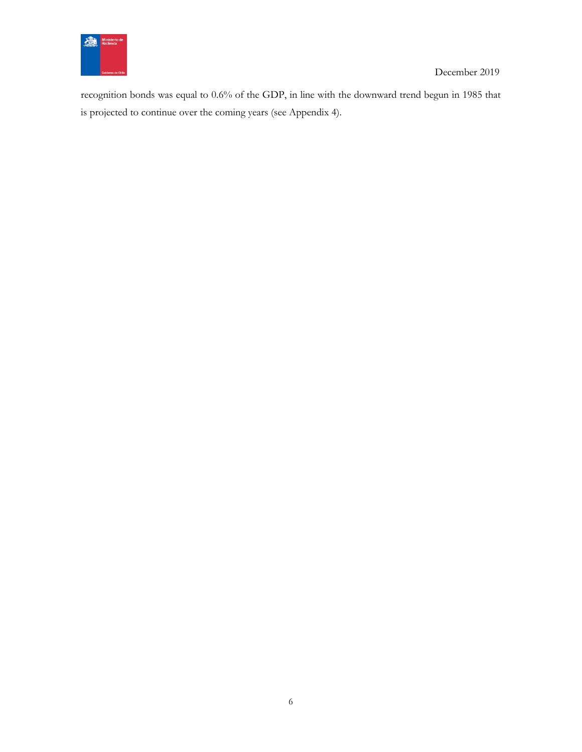recognition bonds was equal to 0.6% of the GDP, in line with the downward trend begun in 1985 that is projected to continue over the coming years (see Appendix 4).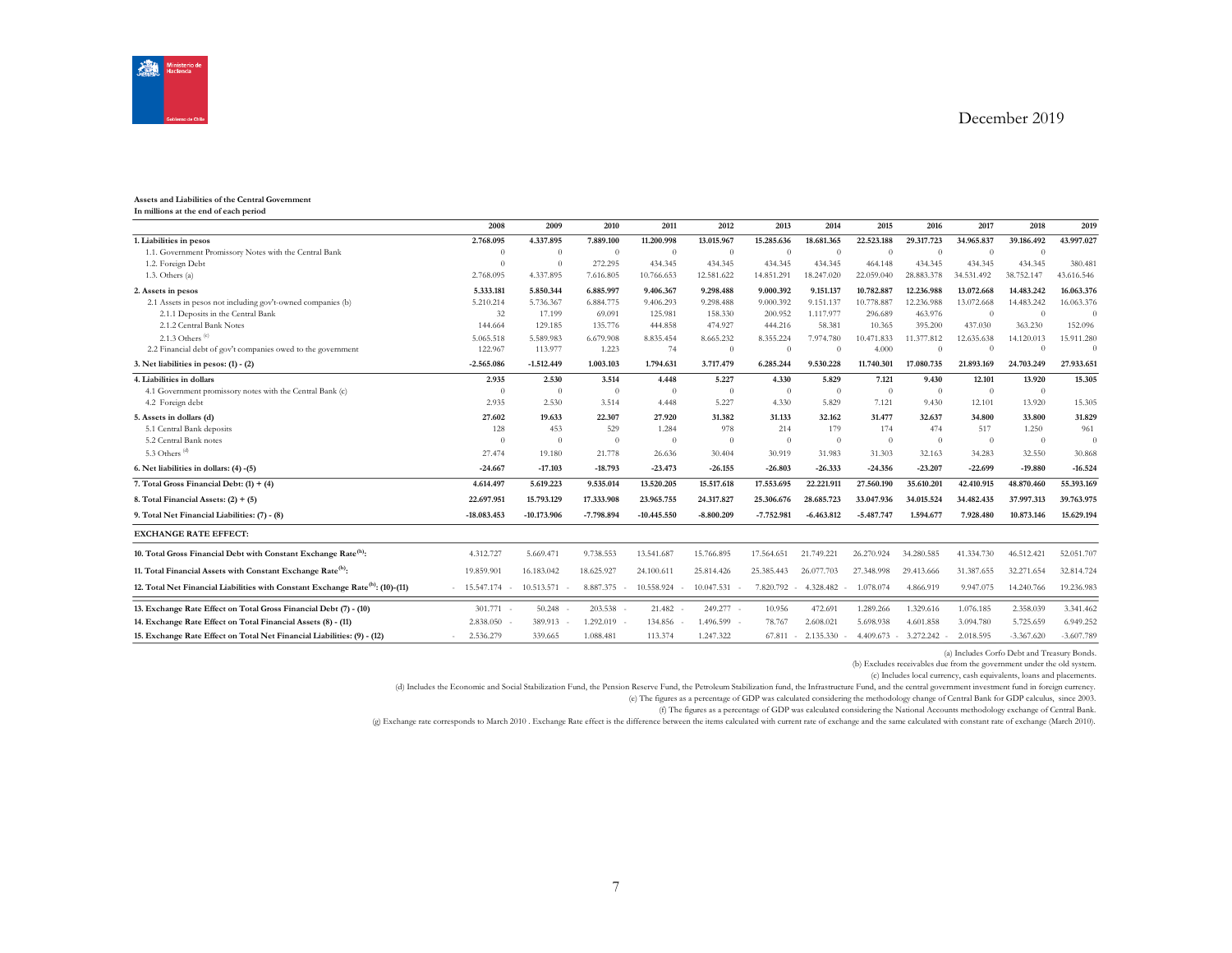**Assets and Liabilities of the Central Government**
**In millions at the end of each period**

| | 2008 | 2009 | 2010 | 2011 | 2012 | 2013 | 2014 | 2015 | 2016 | 2017 | 2018 | 2019 |
|---|---|---|---|---|---|---|---|---|---|---|---|---|
| **1. Liabilities in pesos** | **2.768.095** | **4.337.895** | **7.889.100** | **11.200.998** | **13.015.967** | **15.285.636** | **18.681.365** | **22.523.188** | **29.317.723** | **34.965.837** | **39.186.492** | **43.997.027** |
| 1.1. Government Promissory Notes with the Central Bank | 0 | 0 | 0 | 0 | 0 | 0 | 0 | 0 | 0 | 0 | 0 | |
| 1.2. Foreign Debt | 0 | 0 | 272.295 | 434.345 | 434.345 | 434.345 | 434.345 | 464.148 | 434.345 | 434.345 | 434.345 | 380.481 |
| 1.3. Others (a) | 2.768.095 | 4.337.895 | 7.616.805 | 10.766.653 | 12.581.622 | 14.851.291 | 18.247.020 | 22.059.040 | 28.883.378 | 34.531.492 | 38.752.147 | 43.616.546 |
| **2. Assets in pesos** | **5.333.181** | **5.850.344** | **6.885.997** | **9.406.367** | **9.298.488** | **9.000.392** | **9.151.137** | **10.782.887** | **12.236.988** | **13.072.668** | **14.483.242** | **16.063.376** |
| 2.1 Assets in pesos not including gov't-owned companies (b) | 5.210.214 | 5.736.367 | 6.884.775 | 9.406.293 | 9.298.488 | 9.000.392 | 9.151.137 | 10.778.887 | 12.236.988 | 13.072.668 | 14.483.242 | 16.063.376 |
| 2.1.1 Deposits in the Central Bank | 32 | 17.199 | 69.091 | 125.981 | 158.330 | 200.952 | 1.117.977 | 296.689 | 463.976 | 0 | 0 | 0 |
| 2.1.2 Central Bank Notes | 144.664 | 129.185 | 135.776 | 444.858 | 474.927 | 444.216 | 58.381 | 10.365 | 395.200 | 437.030 | 363.230 | 152.096 |
| 2.1.3 Others [c] | 5.065.518 | 5.589.983 | 6.679.908 | 8.835.454 | 8.665.232 | 8.355.224 | 7.974.780 | 10.471.833 | 11.377.812 | 12.635.638 | 14.120.013 | 15.911.280 |
| 2.2 Financial debt of gov't companies owed to the government | 122.967 | 113.977 | 1.223 | 74 | 0 | 0 | 0 | 4.000 | 0 | 0 | 0 | 0 |
| **3. Net liabilities in pesos: (1) - (2)** | **-2.565.086** | **-1.512.449** | **1.003.103** | **1.794.631** | **3.717.479** | **6.285.244** | **9.530.228** | **11.740.301** | **17.080.735** | **21.893.169** | **24.703.249** | **27.933.651** |
| **4. Liabilities in dollars** | **2.935** | **2.530** | **3.514** | **4.448** | **5.227** | **4.330** | **5.829** | **7.121** | **9.430** | **12.101** | **13.920** | **15.305** |
| 4.1 Government promissory notes with the Central Bank (c) | 0 | 0 | 0 | 0 | 0 | 0 | 0 | 0 | 0 | 0 | 0 | |
| 4.2 Foreign debt | 2.935 | 2.530 | 3.514 | 4.448 | 5.227 | 4.330 | 5.829 | 7.121 | 9.430 | 12.101 | 13.920 | 15.305 |
| **5. Assets in dollars (d)** | **27.602** | **19.633** | **22.307** | **27.920** | **31.382** | **31.133** | **32.162** | **31.477** | **32.637** | **34.800** | **33.800** | **31.829** |
| 5.1 Central Bank deposits | 128 | 453 | 529 | 1.284 | 978 | 214 | 179 | 174 | 474 | 517 | 1.250 | 961 |
| 5.2 Central Bank notes | 0 | 0 | 0 | 0 | 0 | 0 | 0 | 0 | 0 | 0 | 0 | 0 |
| 5.3 Others [d] | 27.474 | 19.180 | 21.778 | 26.636 | 30.404 | 30.919 | 31.983 | 31.303 | 32.163 | 34.283 | 32.550 | 30.868 |
| **6. Net liabilities in dollars: (4) -(5)** | **-24.667** | **-17.103** | **-18.793** | **-23.473** | **-26.155** | **-26.803** | **-26.333** | **-24.356** | **-23.207** | **-22.699** | **-19.880** | **-16.524** |
| **7. Total Gross Financial Debt: (1) + (4)** | **4.614.497** | **5.619.223** | **9.535.014** | **13.520.205** | **15.517.618** | **17.553.695** | **22.221.911** | **27.560.190** | **35.610.201** | **42.410.915** | **48.870.460** | **55.393.169** |
| **8. Total Financial Assets: (2) + (5)** | **22.697.951** | **15.793.129** | **17.333.908** | **23.965.755** | **24.317.827** | **25.306.676** | **28.685.723** | **33.047.936** | **34.015.524** | **34.482.435** | **37.997.313** | **39.763.975** |
| **9. Total Net Financial Liabilities: (7) - (8)** | **-18.083.453** | **-10.173.906** | **-7.798.894** | **-10.445.550** | **-8.800.209** | **-7.752.981** | **-6.463.812** | **-5.487.747** | **1.594.677** | **7.928.480** | **10.873.146** | **15.629.194** |
| **EXCHANGE RATE EFFECT:** | | | | | | | | | | | | |
| **10. Total Gross Financial Debt with Constant Exchange Rate[h]:** | 4.312.727 | 5.669.471 | 9.738.553 | 13.541.687 | 15.766.895 | 17.564.651 | 21.749.221 | 26.270.924 | 34.280.585 | 41.334.730 | 46.512.421 | 52.051.707 |
| **11. Total Financial Assets with Constant Exchange Rate[h]:** | 19.859.901 | 16.183.042 | 18.625.927 | 24.100.611 | 25.814.426 | 25.385.443 | 26.077.703 | 27.348.998 | 29.413.666 | 31.387.655 | 32.271.654 | 32.814.724 |
| **12. Total Net Financial Liabilities with Constant Exchange Rate[h]: (10)-(11)** | -15.547.174 | -10.513.571 | -8.887.375 | -10.558.924 | -10.047.531 | -7.820.792 | -4.328.482 | -1.078.074 | 4.866.919 | 9.947.075 | 14.240.766 | 19.236.983 |
| **13. Exchange Rate Effect on Total Gross Financial Debt (7) - (10)** | 301.771 | -50.248 | -203.538 | -21.482 | -249.277 | -10.956 | 472.691 | 1.289.266 | 1.329.616 | 1.076.185 | 2.358.039 | 3.341.462 |
| **14. Exchange Rate Effect on Total Financial Assets (8) - (11)** | 2.838.050 | -389.913 | -1.292.019 | -134.856 | -1.496.599 | -78.767 | 2.608.021 | 5.698.938 | 4.601.858 | 3.094.780 | 5.725.659 | 6.949.252 |
| **15. Exchange Rate Effect on Total Net Financial Liabilities: (9) - (12)** | -2.536.279 | 339.665 | 1.088.481 | 113.374 | 1.247.322 | 67.811 | -2.135.330 | -4.409.673 | -3.272.242 | -2.018.595 | -3.367.620 | -3.607.789 |

(a) Includes Corfo Debt and Treasury Bonds.

(b) Excludes receivables due from the government under the old system.

(c) Includes local currency, cash equivalents, loans and placements.

(d) Includes the Economic and Social Stabilization Fund, the Pension Reserve Fund, the Petroleum Stabilization fund, the Infrastructure Fund, and the central government investment fund in foreign currency.

(e) The figures as a percentage of GDP was calculated considering the methodology change of Central Bank for GDP calculus, since 2003.

(f) The figures as a percentage of GDP was calculated considering the National Accounts methodology exchange of Central Bank.

(g) Exchange rate corresponds to March 2010 . Exchange Rate effect is the difference between the items calculated with current rate of exchange and the same calculated with constant rate of exchange (March 2010).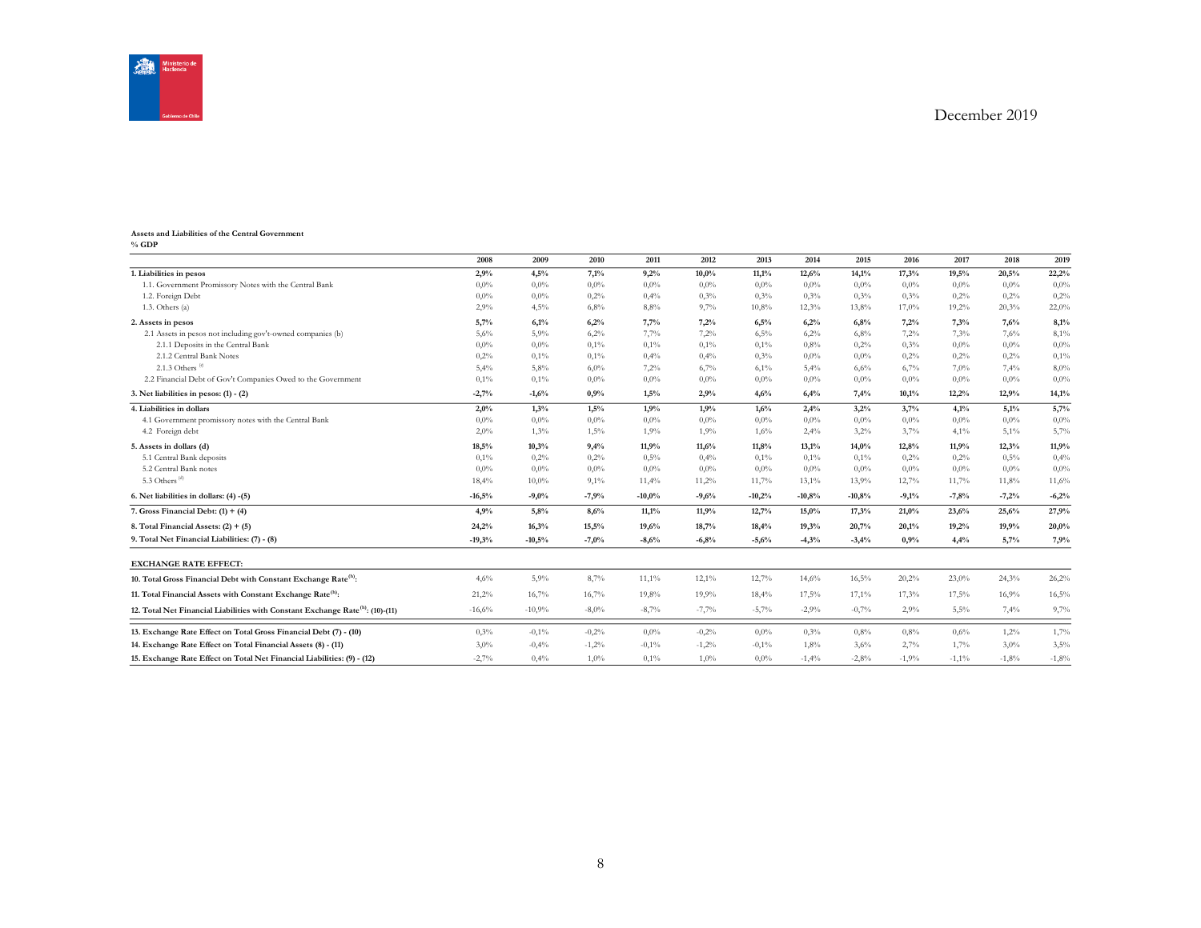December 2019

**Assets and Liabilities of the Central Government**
**% GDP**

| | 2008 | 2009 | 2010 | 2011 | 2012 | 2013 | 2014 | 2015 | 2016 | 2017 | 2018 | 2019 |
|---|---|---|---|---|---|---|---|---|---|---|---|---|
| **1. Liabilities in pesos** | **2,9%** | **4,5%** | **7,1%** | **9,2%** | **10,0%** | **11,1%** | **12,6%** | **14,1%** | **17,3%** | **19,5%** | **20,5%** | **22,2%** |
| 1.1. Government Promissory Notes with the Central Bank | 0,0% | 0,0% | 0,0% | 0,0% | 0,0% | 0,0% | 0,0% | 0,0% | 0,0% | 0,0% | 0,0% | 0,0% |
| 1.2. Foreign Debt | 0,0% | 0,0% | 0,2% | 0,4% | 0,3% | 0,3% | 0,3% | 0,3% | 0,3% | 0,2% | 0,2% | 0,2% |
| 1.3. Others (a) | 2,9% | 4,5% | 6,8% | 8,8% | 9,7% | 10,8% | 12,3% | 13,8% | 17,0% | 19,2% | 20,3% | 22,0% |
| **2. Assets in pesos** | **5,7%** | **6,1%** | **6,2%** | **7,7%** | **7,2%** | **6,5%** | **6,2%** | **6,8%** | **7,2%** | **7,3%** | **7,6%** | **8,1%** |
| 2.1 Assets in pesos not including gov't-owned companies (b) | 5,6% | 5,9% | 6,2% | 7,7% | 7,2% | 6,5% | 6,2% | 6,8% | 7,2% | 7,3% | 7,6% | 8,1% |
| 2.1.1 Deposits in the Central Bank | 0,0% | 0,0% | 0,1% | 0,1% | 0,1% | 0,1% | 0,8% | 0,2% | 0,3% | 0,0% | 0,0% | 0,0% |
| 2.1.2 Central Bank Notes | 0,2% | 0,1% | 0,1% | 0,4% | 0,4% | 0,3% | 0,0% | 0,0% | 0,2% | 0,2% | 0,2% | 0,1% |
| 2.1.3 Others [c] | 5,4% | 5,8% | 6,0% | 7,2% | 6,7% | 6,1% | 5,4% | 6,6% | 6,7% | 7,0% | 7,4% | 8,0% |
| 2.2 Financial Debt of Gov't Companies Owed to the Government | 0,1% | 0,1% | 0,0% | 0,0% | 0,0% | 0,0% | 0,0% | 0,0% | 0,0% | 0,0% | 0,0% | 0,0% |
| **3. Net liabilities in pesos: (1) - (2)** | **-2,7%** | **-1,6%** | **0,9%** | **1,5%** | **2,9%** | **4,6%** | **6,4%** | **7,4%** | **10,1%** | **12,2%** | **12,9%** | **14,1%** |
| **4. Liabilities in dollars** | **2,0%** | **1,3%** | **1,5%** | **1,9%** | **1,9%** | **1,6%** | **2,4%** | **3,2%** | **3,7%** | **4,1%** | **5,1%** | **5,7%** |
| 4.1 Government promissory notes with the Central Bank | 0,0% | 0,0% | 0,0% | 0,0% | 0,0% | 0,0% | 0,0% | 0,0% | 0,0% | 0,0% | 0,0% | 0,0% |
| 4.2 Foreign debt | 2,0% | 1,3% | 1,5% | 1,9% | 1,9% | 1,6% | 2,4% | 3,2% | 3,7% | 4,1% | 5,1% | 5,7% |
| **5. Assets in dollars (d)** | **18,5%** | **10,3%** | **9,4%** | **11,9%** | **11,6%** | **11,8%** | **13,1%** | **14,0%** | **12,8%** | **11,9%** | **12,3%** | **11,9%** |
| 5.1 Central Bank deposits | 0,1% | 0,2% | 0,2% | 0,5% | 0,4% | 0,1% | 0,1% | 0,1% | 0,2% | 0,2% | 0,5% | 0,4% |
| 5.2 Central Bank notes | 0,0% | 0,0% | 0,0% | 0,0% | 0,0% | 0,0% | 0,0% | 0,0% | 0,0% | 0,0% | 0,0% | 0,0% |
| 5.3 Others [d] | 18,4% | 10,0% | 9,1% | 11,4% | 11,2% | 11,7% | 13,1% | 13,9% | 12,7% | 11,7% | 11,8% | 11,6% |
| **6. Net liabilities in dollars: (4) -(5)** | **-16,5%** | **-9,0%** | **-7,9%** | **-10,0%** | **-9,6%** | **-10,2%** | **-10,8%** | **-10,8%** | **-9,1%** | **-7,8%** | **-7,2%** | **-6,2%** |
| **7. Gross Financial Debt: (1) + (4)** | **4,9%** | **5,8%** | **8,6%** | **11,1%** | **11,9%** | **12,7%** | **15,0%** | **17,3%** | **21,0%** | **23,6%** | **25,6%** | **27,9%** |
| **8. Total Financial Assets: (2) + (5)** | **24,2%** | **16,3%** | **15,5%** | **19,6%** | **18,7%** | **18,4%** | **19,3%** | **20,7%** | **20,1%** | **19,2%** | **19,9%** | **20,0%** |
| **9. Total Net Financial Liabilities: (7) - (8)** | **-19,3%** | **-10,5%** | **-7,0%** | **-8,6%** | **-6,8%** | **-5,6%** | **-4,3%** | **-3,4%** | **0,9%** | **4,4%** | **5,7%** | **7,9%** |
| **EXCHANGE RATE EFFECT:** | | | | | | | | | | | | |
| **10. Total Gross Financial Debt with Constant Exchange Rate[h]:** | 4,6% | 5,9% | 8,7% | 11,1% | 12,1% | 12,7% | 14,6% | 16,5% | 20,2% | 23,0% | 24,3% | 26,2% |
| **11. Total Financial Assets with Constant Exchange Rate[h]:** | 21,2% | 16,7% | 16,7% | 19,8% | 19,9% | 18,4% | 17,5% | 17,1% | 17,3% | 17,5% | 16,9% | 16,5% |
| **12. Total Net Financial Liabilities with Constant Exchange Rate[h]: (10)-(11)** | -16,6% | -10,9% | -8,0% | -8,7% | -7,7% | -5,7% | -2,9% | -0,7% | 2,9% | 5,5% | 7,4% | 9,7% |
| **13. Exchange Rate Effect on Total Gross Financial Debt (7) - (10)** | 0,3% | -0,1% | -0,2% | 0,0% | -0,2% | 0,0% | 0,3% | 0,8% | 0,8% | 0,6% | 1,2% | 1,7% |
| **14. Exchange Rate Effect on Total Financial Assets (8) - (11)** | 3,0% | -0,4% | -1,2% | -0,1% | -1,2% | -0,1% | 1,8% | 3,6% | 2,7% | 1,7% | 3,0% | 3,5% |
| **15. Exchange Rate Effect on Total Net Financial Liabilities: (9) - (12)** | -2,7% | 0,4% | 1,0% | 0,1% | 1,0% | 0,0% | -1,4% | -2,8% | -1,9% | -1,1% | -1,8% | -1,8% |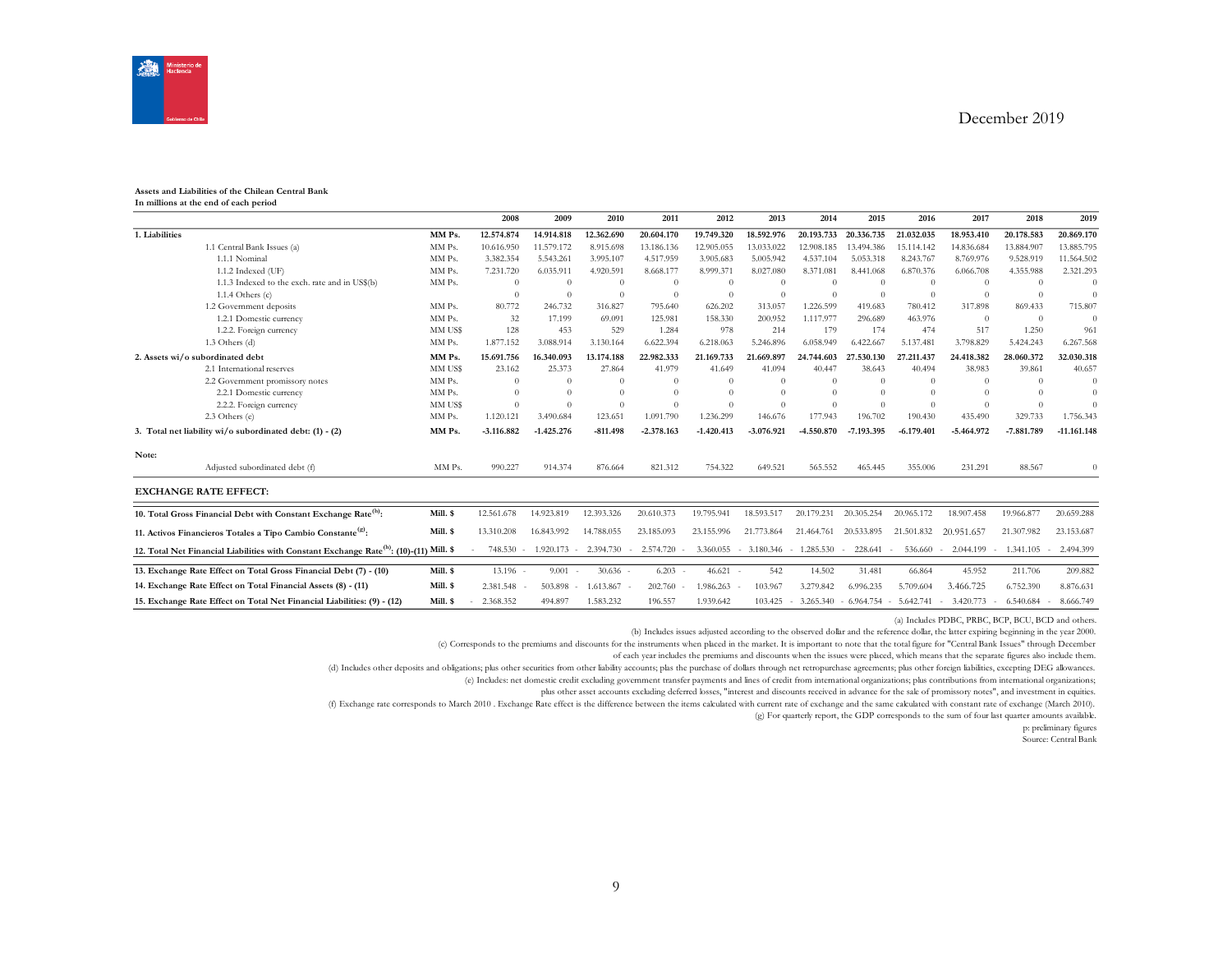December 2019

**Assets and Liabilities of the Chilean Central Bank**
**In millions at the end of each period**

| | | 2008 | 2009 | 2010 | 2011 | 2012 | 2013 | 2014 | 2015 | 2016 | 2017 | 2018 | 2019 |
|---|---|---|---|---|---|---|---|---|---|---|---|---|---|
| **1. Liabilities** | **MM Ps.** | **12.574.874** | **14.914.818** | **12.362.690** | **20.604.170** | **19.749.320** | **18.592.976** | **20.193.733** | **20.336.735** | **21.032.035** | **18.953.410** | **20.178.583** | **20.869.170** |
| 1.1 Central Bank Issues (a) | MM Ps. | 10.616.950 | 11.579.172 | 8.915.698 | 13.186.136 | 12.905.055 | 13.033.022 | 12.908.185 | 13.494.386 | 15.114.142 | 14.836.684 | 13.884.907 | 13.885.795 |
| 1.1.1 Nominal | MM Ps. | 3.382.354 | 5.543.261 | 3.995.107 | 4.517.959 | 3.905.683 | 5.005.942 | 4.537.104 | 5.053.318 | 8.243.767 | 8.769.976 | 9.528.919 | 11.564.502 |
| 1.1.2 Indexed (UF) | MM Ps. | 7.231.720 | 6.035.911 | 4.920.591 | 8.668.177 | 8.999.371 | 8.027.080 | 8.371.081 | 8.441.068 | 6.870.376 | 6.066.708 | 4.355.988 | 2.321.293 |
| 1.1.3 Indexed to the exch. rate and in US$(b) | MM Ps. | 0 | 0 | 0 | 0 | 0 | 0 | 0 | 0 | 0 | 0 | 0 | 0 |
| 1.1.4 Others (c) | | 0 | 0 | 0 | 0 | 0 | 0 | 0 | 0 | 0 | 0 | 0 | 0 |
| 1.2 Government deposits | MM Ps. | 80.772 | 246.732 | 316.827 | 795.640 | 626.202 | 313.057 | 1.226.599 | 419.683 | 780.412 | 317.898 | 869.433 | 715.807 |
| 1.2.1 Domestic currency | MM Ps. | 32 | 17.199 | 69.091 | 125.981 | 158.330 | 200.952 | 1.117.977 | 296.689 | 463.976 | 0 | 0 | 0 |
| 1.2.2. Foreign currency | MM US$ | 128 | 453 | 529 | 1.284 | 978 | 214 | 179 | 174 | 474 | 517 | 1.250 | 961 |
| 1.3 Others (d) | MM Ps. | 1.877.152 | 3.088.914 | 3.130.164 | 6.622.394 | 6.218.063 | 5.246.896 | 6.058.949 | 6.422.667 | 5.137.481 | 3.798.829 | 5.424.243 | 6.267.568 |
| **2. Assets wi/o subordinated debt** | **MM Ps.** | **15.691.756** | **16.340.093** | **13.174.188** | **22.982.333** | **21.169.733** | **21.669.897** | **24.744.603** | **27.530.130** | **27.211.437** | **24.418.382** | **28.060.372** | **32.030.318** |
| 2.1 International reserves | MM US$ | 23.162 | 25.373 | 27.864 | 41.979 | 41.649 | 41.094 | 40.447 | 38.643 | 40.494 | 38.983 | 39.861 | 40.657 |
| 2.2 Government promissory notes | MM Ps. | 0 | 0 | 0 | 0 | 0 | 0 | 0 | 0 | 0 | 0 | 0 | 0 |
| 2.2.1 Domestic currency | MM Ps. | 0 | 0 | 0 | 0 | 0 | 0 | 0 | 0 | 0 | 0 | 0 | 0 |
| 2.2.2. Foreign currency | MM US$ | 0 | 0 | 0 | 0 | 0 | 0 | 0 | 0 | 0 | 0 | 0 | 0 |
| 2.3 Others (e) | MM Ps. | 1.120.121 | 3.490.684 | 123.651 | 1.091.790 | 1.236.299 | 146.676 | 177.943 | 196.702 | 190.430 | 435.490 | 329.733 | 1.756.343 |
| **3. Total net liability wi/o subordinated debt: (1) - (2)** | **MM Ps.** | **-3.116.882** | **-1.425.276** | **-811.498** | **-2.378.163** | **-1.420.413** | **-3.076.921** | **-4.550.870** | **-7.193.395** | **-6.179.401** | **-5.464.972** | **-7.881.789** | **-11.161.148** |
| **Note:** | | | | | | | | | | | | | |
| Adjusted subordinated debt (f) | MM Ps. | 990.227 | 914.374 | 876.664 | 821.312 | 754.322 | 649.521 | 565.552 | 465.445 | 355.006 | 231.291 | 88.567 | 0 |

**EXCHANGE RATE EFFECT:**

| | | 2008 | 2009 | 2010 | 2011 | 2012 | 2013 | 2014 | 2015 | 2016 | 2017 | 2018 | 2019 |
|---|---|---|---|---|---|---|---|---|---|---|---|---|---|
| **10. Total Gross Financial Debt with Constant Exchange Rate(h):** | **Mill. $** | 12.561.678 | 14.923.819 | 12.393.326 | 20.610.373 | 19.795.941 | 18.593.517 | 20.179.231 | 20.305.254 | 20.965.172 | 18.907.458 | 19.966.877 | 20.659.288 |
| **11. Activos Financieros Totales a Tipo Cambio Constante(g):** | **Mill. $** | 13.310.208 | 16.843.992 | 14.788.055 | 23.185.093 | 23.155.996 | 21.773.864 | 21.464.761 | 20.533.895 | 21.501.832 | 20.951.657 | 21.307.982 | 23.153.687 |
| **12. Total Net Financial Liabilities with Constant Exchange Rate(h): (10)-(11)** | **Mill. $** | -748.530 | -1.920.173 | -2.394.730 | -2.574.720 | -3.360.055 | -3.180.346 | -1.285.530 | -228.641 | -536.660 | -2.044.199 | -1.341.105 | -2.494.399 |
| **13. Exchange Rate Effect on Total Gross Financial Debt (7) - (10)** | **Mill. $** | 13.196 | -9.001 | -30.636 | -6.203 | -46.621 | -542 | 14.502 | 31.481 | 66.864 | 45.952 | 211.706 | 209.882 |
| **14. Exchange Rate Effect on Total Financial Assets (8) - (11)** | **Mill. $** | 2.381.548 | -503.898 | -1.613.867 | -202.760 | -1.986.263 | -103.967 | 3.279.842 | 6.996.235 | 5.709.604 | 3.466.725 | 6.752.390 | 8.876.631 |
| **15. Exchange Rate Effect on Total Net Financial Liabilities: (9) - (12)** | **Mill. $** | -2.368.352 | 494.897 | 1.583.232 | 196.557 | 1.939.642 | 103.425 | -3.265.340 | -6.964.754 | -5.642.741 | -3.420.773 | -6.540.684 | -8.666.749 |

(a) Includes PDBC, PRBC, BCP, BCU, BCD and others.

(b) Includes issues adjusted according to the observed dollar and the reference dollar, the latter expiring beginning in the year 2000.

(c) Corresponds to the premiums and discounts for the instruments when placed in the market. It is important to note that the total figure for "Central Bank Issues" through December of each year includes the premiums and discounts when the issues were placed, which means that the separate figures also include them.

(d) Includes other deposits and obligations; plus other securities from other liability accounts; plus the purchase of dollars through net retropurchase agreements; plus other foreign liabilities, excepting DEG allowances.

(e) Includes: net domestic credit excluding government transfer payments and lines of credit from international organizations; plus contributions from international organizations; plus other asset accounts excluding deferred losses, "interest and discounts received in advance for the sale of promissory notes", and investment in equities.

(f) Exchange rate corresponds to March 2010 . Exchange Rate effect is the difference between the items calculated with current rate of exchange and the same calculated with constant rate of exchange (March 2010).

(g) For quarterly report, the GDP corresponds to the sum of four last quarter amounts available.

p: preliminary figures

Source: Central Bank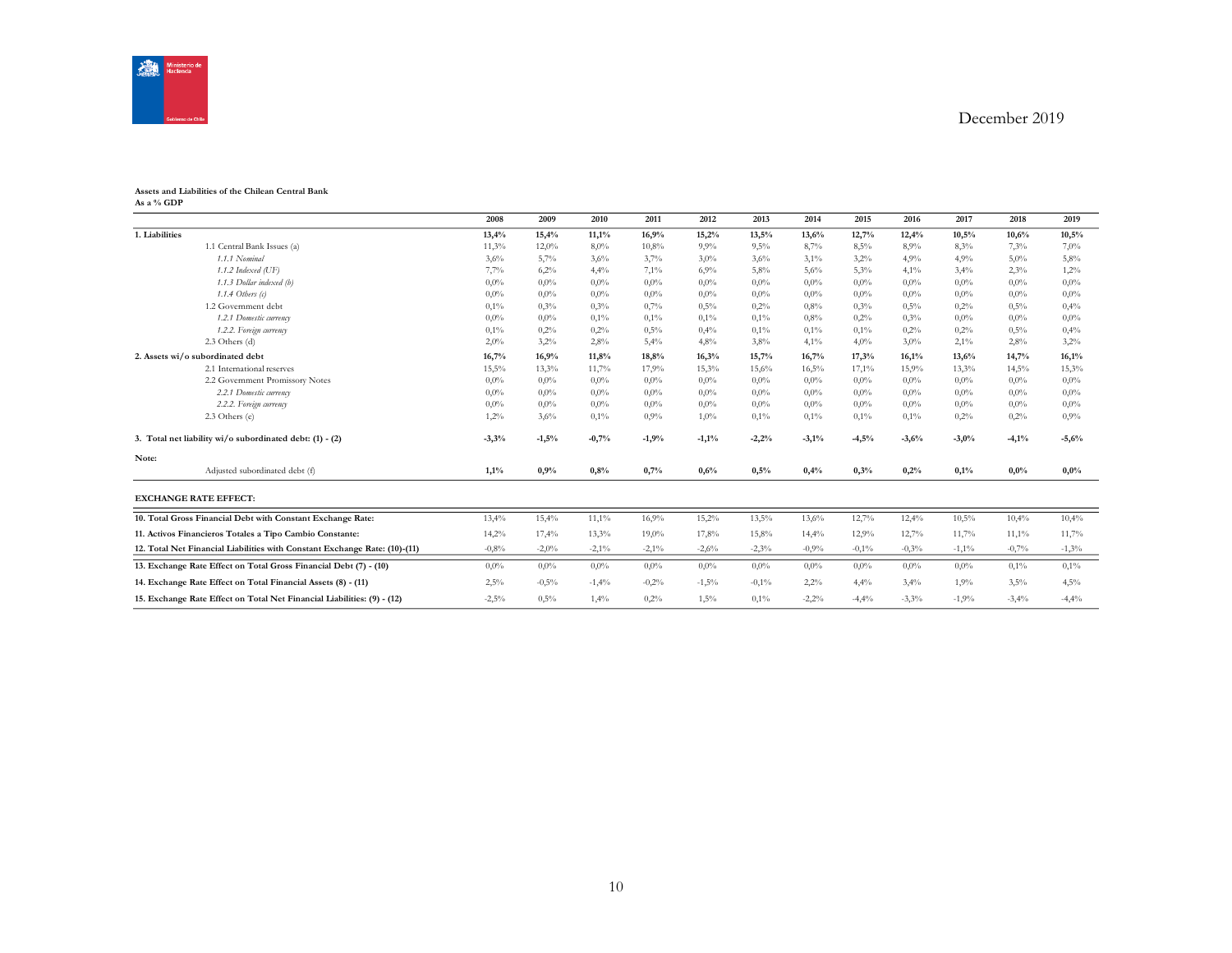December 2019

**Assets and Liabilities of the Chilean Central Bank**
**As a % GDP**

| | 2008 | 2009 | 2010 | 2011 | 2012 | 2013 | 2014 | 2015 | 2016 | 2017 | 2018 | 2019 |
|---|---|---|---|---|---|---|---|---|---|---|---|---|
| **1. Liabilities** | **13,4%** | **15,4%** | **11,1%** | **16,9%** | **15,2%** | **13,5%** | **13,6%** | **12,7%** | **12,4%** | **10,5%** | **10,6%** | **10,5%** |
| 1.1 Central Bank Issues (a) | 11,3% | 12,0% | 8,0% | 10,8% | 9,9% | 9,5% | 8,7% | 8,5% | 8,9% | 8,3% | 7,3% | 7,0% |
| *1.1.1 Nominal* | 3,6% | 5,7% | 3,6% | 3,7% | 3,0% | 3,6% | 3,1% | 3,2% | 4,9% | 4,9% | 5,0% | 5,8% |
| *1.1.2 Indexed (UF)* | 7,7% | 6,2% | 4,4% | 7,1% | 6,9% | 5,8% | 5,6% | 5,3% | 4,1% | 3,4% | 2,3% | 1,2% |
| *1.1.3 Dollar indexed (b)* | 0,0% | 0,0% | 0,0% | 0,0% | 0,0% | 0,0% | 0,0% | 0,0% | 0,0% | 0,0% | 0,0% | 0,0% |
| *1.1.4 Others (c)* | 0,0% | 0,0% | 0,0% | 0,0% | 0,0% | 0,0% | 0,0% | 0,0% | 0,0% | 0,0% | 0,0% | 0,0% |
| 1.2 Government debt | 0,1% | 0,3% | 0,3% | 0,7% | 0,5% | 0,2% | 0,8% | 0,3% | 0,5% | 0,2% | 0,5% | 0,4% |
| *1.2.1 Domestic currency* | 0,0% | 0,0% | 0,1% | 0,1% | 0,1% | 0,1% | 0,8% | 0,2% | 0,3% | 0,0% | 0,0% | 0,0% |
| *1.2.2. Foreign currency* | 0,1% | 0,2% | 0,2% | 0,5% | 0,4% | 0,1% | 0,1% | 0,1% | 0,2% | 0,2% | 0,5% | 0,4% |
| 2.3 Others (d) | 2,0% | 3,2% | 2,8% | 5,4% | 4,8% | 3,8% | 4,1% | 4,0% | 3,0% | 2,1% | 2,8% | 3,2% |
| **2. Assets wi/o subordinated debt** | **16,7%** | **16,9%** | **11,8%** | **18,8%** | **16,3%** | **15,7%** | **16,7%** | **17,3%** | **16,1%** | **13,6%** | **14,7%** | **16,1%** |
| 2.1 International reserves | 15,5% | 13,3% | 11,7% | 17,9% | 15,3% | 15,6% | 16,5% | 17,1% | 15,9% | 13,3% | 14,5% | 15,3% |
| 2.2 Government Promissory Notes | 0,0% | 0,0% | 0,0% | 0,0% | 0,0% | 0,0% | 0,0% | 0,0% | 0,0% | 0,0% | 0,0% | 0,0% |
| *2.2.1 Domestic currency* | 0,0% | 0,0% | 0,0% | 0,0% | 0,0% | 0,0% | 0,0% | 0,0% | 0,0% | 0,0% | 0,0% | 0,0% |
| *2.2.2. Foreign currency* | 0,0% | 0,0% | 0,0% | 0,0% | 0,0% | 0,0% | 0,0% | 0,0% | 0,0% | 0,0% | 0,0% | 0,0% |
| 2.3 Others (e) | 1,2% | 3,6% | 0,1% | 0,9% | 1,0% | 0,1% | 0,1% | 0,1% | 0,1% | 0,2% | 0,2% | 0,9% |
| **3. Total net liability wi/o subordinated debt: (1) - (2)** | **-3,3%** | **-1,5%** | **-0,7%** | **-1,9%** | **-1,1%** | **-2,2%** | **-3,1%** | **-4,5%** | **-3,6%** | **-3,0%** | **-4,1%** | **-5,6%** |
| **Note:** | | | | | | | | | | | | |
| Adjusted subordinated debt (f) | **1,1%** | **0,9%** | **0,8%** | **0,7%** | **0,6%** | **0,5%** | **0,4%** | **0,3%** | **0,2%** | **0,1%** | **0,0%** | **0,0%** |
| **EXCHANGE RATE EFFECT:** | | | | | | | | | | | | |
| **10. Total Gross Financial Debt with Constant Exchange Rate:** | 13,4% | 15,4% | 11,1% | 16,9% | 15,2% | 13,5% | 13,6% | 12,7% | 12,4% | 10,5% | 10,4% | 10,4% |
| **11. Activos Financieros Totales a Tipo Cambio Constante:** | 14,2% | 17,4% | 13,3% | 19,0% | 17,8% | 15,8% | 14,4% | 12,9% | 12,7% | 11,7% | 11,1% | 11,7% |
| **12. Total Net Financial Liabilities with Constant Exchange Rate: (10)-(11)** | -0,8% | -2,0% | -2,1% | -2,1% | -2,6% | -2,3% | -0,9% | -0,1% | -0,3% | -1,1% | -0,7% | -1,3% |
| **13. Exchange Rate Effect on Total Gross Financial Debt (7) - (10)** | 0,0% | 0,0% | 0,0% | 0,0% | 0,0% | 0,0% | 0,0% | 0,0% | 0,0% | 0,0% | 0,1% | 0,1% |
| **14. Exchange Rate Effect on Total Financial Assets (8) - (11)** | 2,5% | -0,5% | -1,4% | -0,2% | -1,5% | -0,1% | 2,2% | 4,4% | 3,4% | 1,9% | 3,5% | 4,5% |
| **15. Exchange Rate Effect on Total Net Financial Liabilities: (9) - (12)** | -2,5% | 0,5% | 1,4% | 0,2% | 1,5% | 0,1% | -2,2% | -4,4% | -3,3% | -1,9% | -3,4% | -4,4% |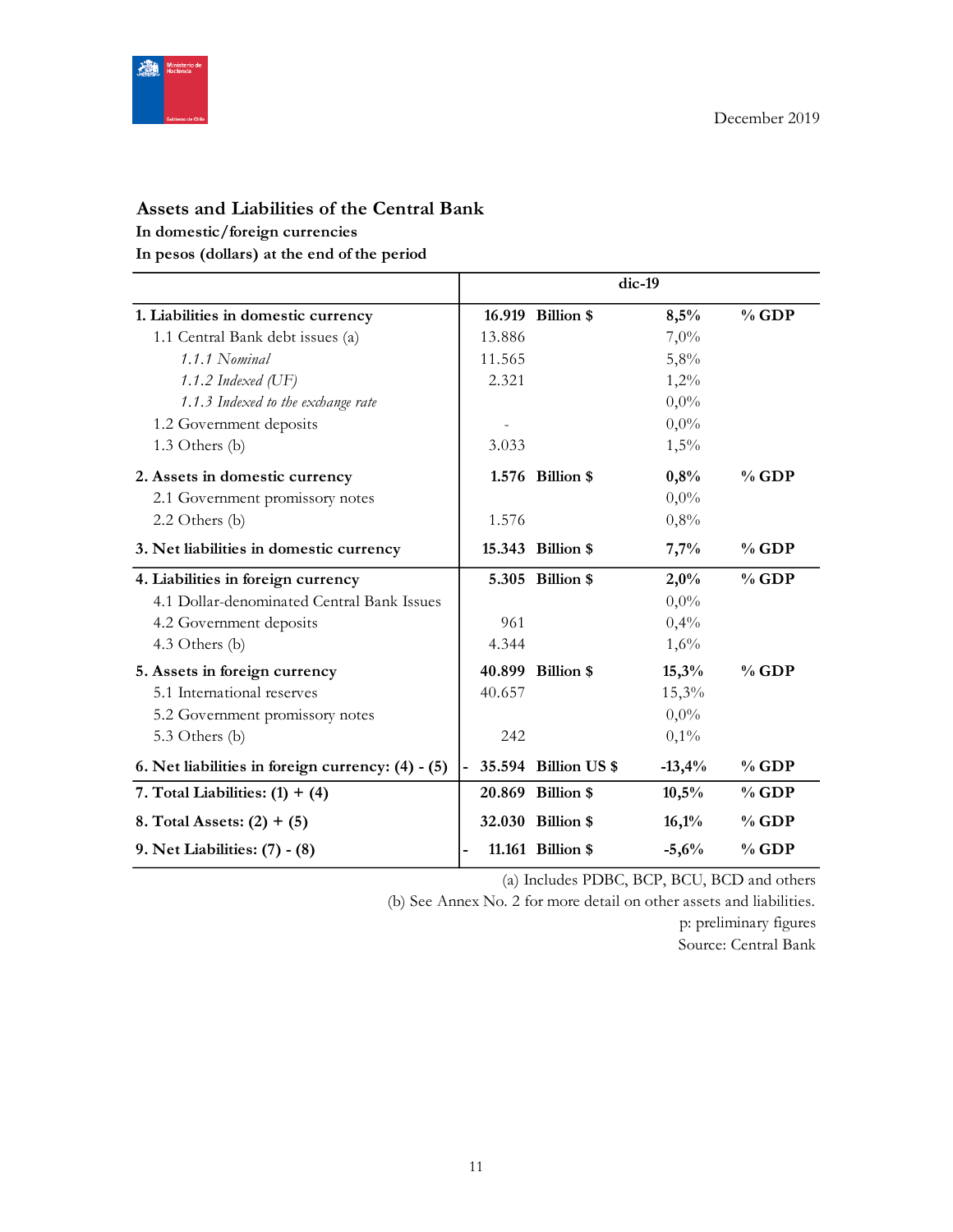December 2019

## Assets and Liabilities of the Central Bank

**In domestic/foreign currencies**

**In pesos (dollars) at the end of the period**

| | dic-19 | | | |
|---|---|---|---|---|
| **1. Liabilities in domestic currency** | **16.919** | **Billion $** | **8,5%** | **% GDP** |
| 1.1 Central Bank debt issues (a) | 13.886 | | 7,0% | |
| *1.1.1 Nominal* | 11.565 | | 5,8% | |
| *1.1.2 Indexed (UF)* | 2.321 | | 1,2% | |
| *1.1.3 Indexed to the exchange rate* | | | 0,0% | |
| 1.2 Government deposits | - | | 0,0% | |
| 1.3 Others (b) | 3.033 | | 1,5% | |
| **2. Assets in domestic currency** | **1.576** | **Billion $** | **0,8%** | **% GDP** |
| 2.1 Government promissory notes | | | 0,0% | |
| 2.2 Others (b) | 1.576 | | 0,8% | |
| **3. Net liabilities in domestic currency** | **15.343** | **Billion $** | **7,7%** | **% GDP** |
| **4. Liabilities in foreign currency** | **5.305** | **Billion $** | **2,0%** | **% GDP** |
| 4.1 Dollar-denominated Central Bank Issues | | | 0,0% | |
| 4.2 Government deposits | 961 | | 0,4% | |
| 4.3 Others (b) | 4.344 | | 1,6% | |
| **5. Assets in foreign currency** | **40.899** | **Billion $** | **15,3%** | **% GDP** |
| 5.1 International reserves | 40.657 | | 15,3% | |
| 5.2 Government promissory notes | | | 0,0% | |
| 5.3 Others (b) | 242 | | 0,1% | |
| **6. Net liabilities in foreign currency: (4) - (5)** | **- 35.594** | **Billion US $** | **-13,4%** | **% GDP** |
| **7. Total Liabilities: (1) + (4)** | **20.869** | **Billion $** | **10,5%** | **% GDP** |
| **8. Total Assets: (2) + (5)** | **32.030** | **Billion $** | **16,1%** | **% GDP** |
| **9. Net Liabilities: (7) - (8)** | **- 11.161** | **Billion $** | **-5,6%** | **% GDP** |

(a) Includes PDBC, BCP, BCU, BCD and others

(b) See Annex No. 2 for more detail on other assets and liabilities.

p: preliminary figures

Source: Central Bank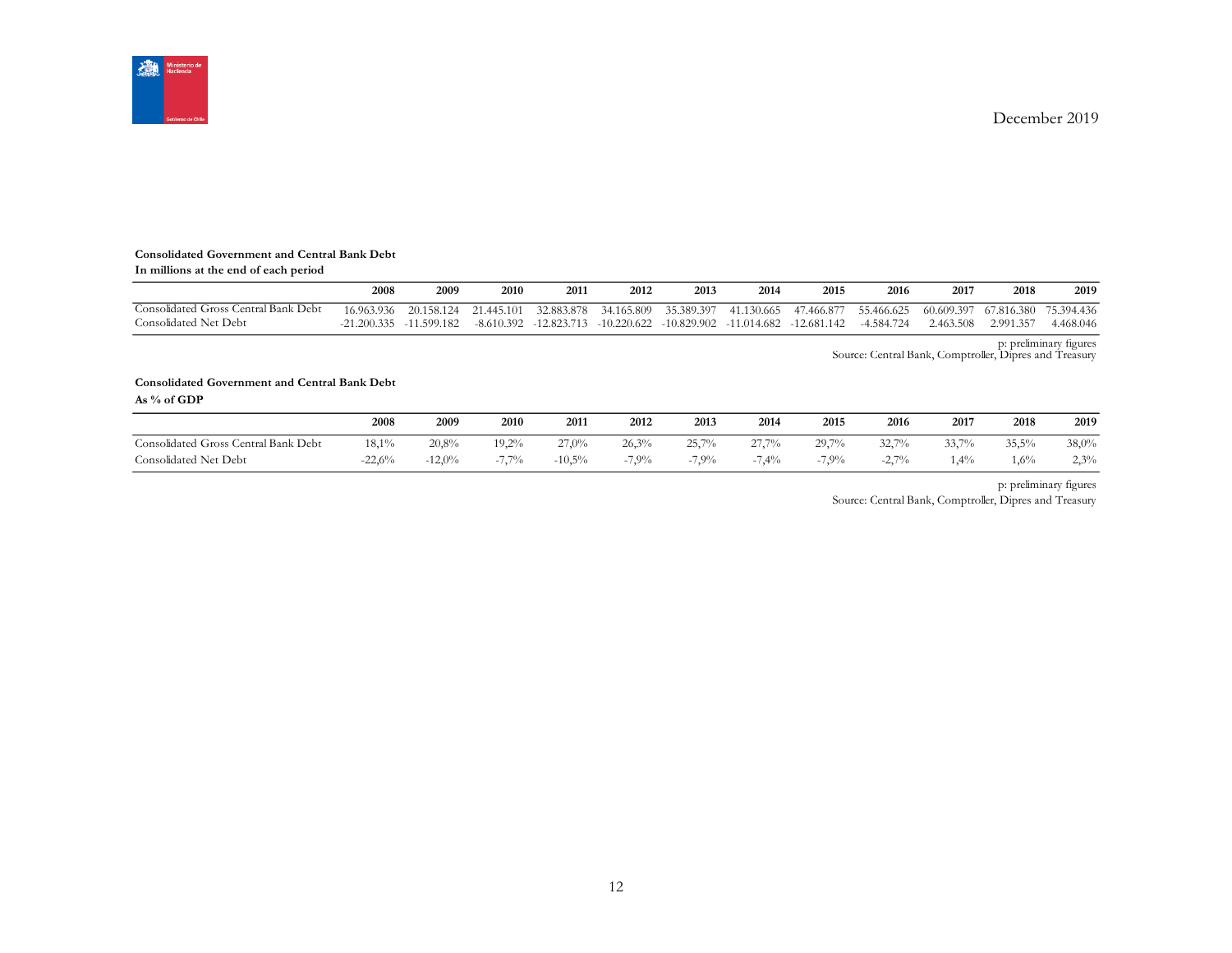December 2019

**Consolidated Government and Central Bank Debt**
**In millions at the end of each period**

| | 2008 | 2009 | 2010 | 2011 | 2012 | 2013 | 2014 | 2015 | 2016 | 2017 | 2018 | 2019 |
|---|---|---|---|---|---|---|---|---|---|---|---|---|
| Consolidated Gross Central Bank Debt | 16.963.936 | 20.158.124 | 21.445.101 | 32.883.878 | 34.165.809 | 35.389.397 | 41.130.665 | 47.466.877 | 55.466.625 | 60.609.397 | 67.816.380 | 75.394.436 |
| Consolidated Net Debt | -21.200.335 | -11.599.182 | -8.610.392 | -12.823.713 | -10.220.622 | -10.829.902 | -11.014.682 | -12.681.142 | -4.584.724 | 2.463.508 | 2.991.357 | 4.468.046 |

p: preliminary figures
Source: Central Bank, Comptroller, Dipres and Treasury

**Consolidated Government and Central Bank Debt**
**As % of GDP**

| | 2008 | 2009 | 2010 | 2011 | 2012 | 2013 | 2014 | 2015 | 2016 | 2017 | 2018 | 2019 |
|---|---|---|---|---|---|---|---|---|---|---|---|---|
| Consolidated Gross Central Bank Debt | 18,1% | 20,8% | 19,2% | 27,0% | 26,3% | 25,7% | 27,7% | 29,7% | 32,7% | 33,7% | 35,5% | 38,0% |
| Consolidated Net Debt | -22,6% | -12,0% | -7,7% | -10,5% | -7,9% | -7,9% | -7,4% | -7,9% | -2,7% | 1,4% | 1,6% | 2,3% |

p: preliminary figures
Source: Central Bank, Comptroller, Dipres and Treasury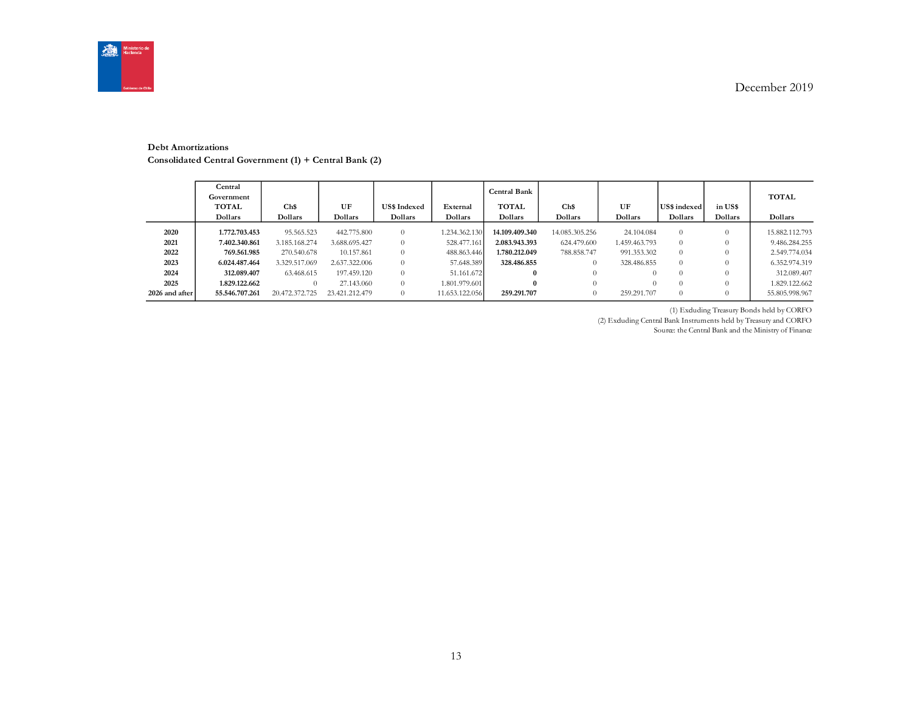December 2019

**Debt Amortizations**

**Consolidated Central Government (1) + Central Bank (2)**

| | **Central Government TOTAL Dollars** | **Ch$ Dollars** | **UF Dollars** | **US$ Indexed Dollars** | **External Dollars** | **Central Bank TOTAL Dollars** | **Ch$ Dollars** | **UF Dollars** | **US$ indexed Dollars** | **in US$ Dollars** | **TOTAL Dollars** |
|---|---|---|---|---|---|---|---|---|---|---|---|
| **2020** | **1.772.703.453** | 95.565.523 | 442.775.800 | 0 | 1.234.362.130 | **14.109.409.340** | 14.085.305.256 | 24.104.084 | 0 | 0 | 15.882.112.793 |
| **2021** | **7.402.340.861** | 3.185.168.274 | 3.688.695.427 | 0 | 528.477.161 | **2.083.943.393** | 624.479.600 | 1.459.463.793 | 0 | 0 | 9.486.284.255 |
| **2022** | **769.561.985** | 270.540.678 | 10.157.861 | 0 | 488.863.446 | **1.780.212.049** | 788.858.747 | 991.353.302 | 0 | 0 | 2.549.774.034 |
| **2023** | **6.024.487.464** | 3.329.517.069 | 2.637.322.006 | 0 | 57.648.389 | **328.486.855** | 0 | 328.486.855 | 0 | 0 | 6.352.974.319 |
| **2024** | **312.089.407** | 63.468.615 | 197.459.120 | 0 | 51.161.672 | **0** | 0 | 0 | 0 | 0 | 312.089.407 |
| **2025** | **1.829.122.662** | 0 | 27.143.060 | 0 | 1.801.979.601 | **0** | 0 | 0 | 0 | 0 | 1.829.122.662 |
| **2026 and after** | **55.546.707.261** | 20.472.372.725 | 23.421.212.479 | 0 | 11.653.122.056 | **259.291.707** | 0 | 259.291.707 | 0 | 0 | 55.805.998.967 |

(1) Excluding Treasury Bonds held by CORFO

(2) Excluding Central Bank Instruments held by Treasury and CORFO

Source: the Central Bank and the Ministry of Finance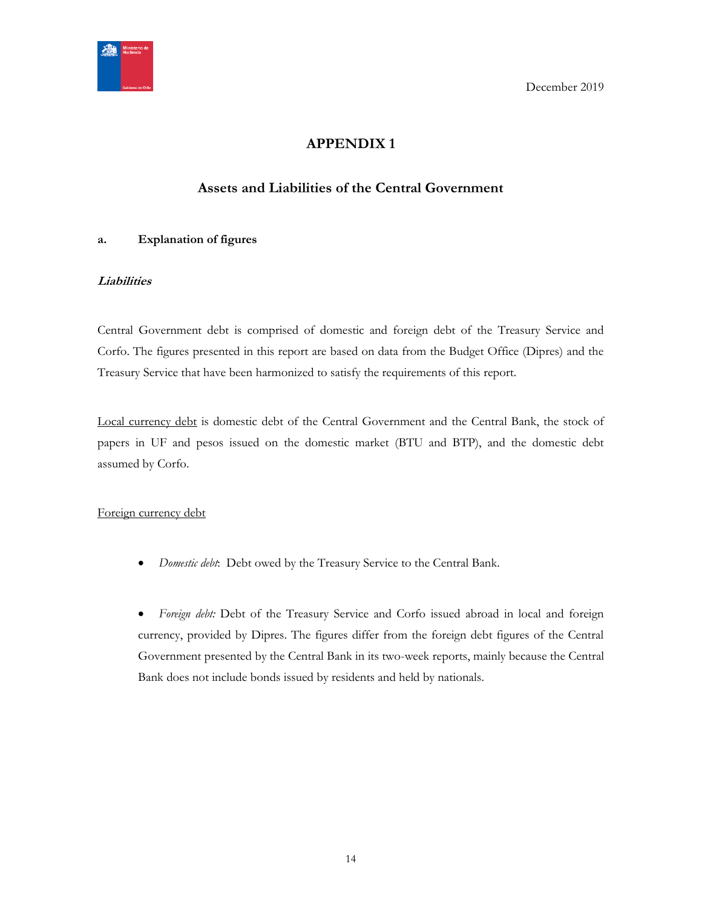December 2019

# APPENDIX 1

## Assets and Liabilities of the Central Government

### a. Explanation of figures

***Liabilities***

Central Government debt is comprised of domestic and foreign debt of the Treasury Service and Corfo. The figures presented in this report are based on data from the Budget Office (Dipres) and the Treasury Service that have been harmonized to satisfy the requirements of this report.

Local currency debt is domestic debt of the Central Government and the Central Bank, the stock of papers in UF and pesos issued on the domestic market (BTU and BTP), and the domestic debt assumed by Corfo.

Foreign currency debt

- *Domestic debt*: Debt owed by the Treasury Service to the Central Bank.

- *Foreign debt:* Debt of the Treasury Service and Corfo issued abroad in local and foreign currency, provided by Dipres. The figures differ from the foreign debt figures of the Central Government presented by the Central Bank in its two-week reports, mainly because the Central Bank does not include bonds issued by residents and held by nationals.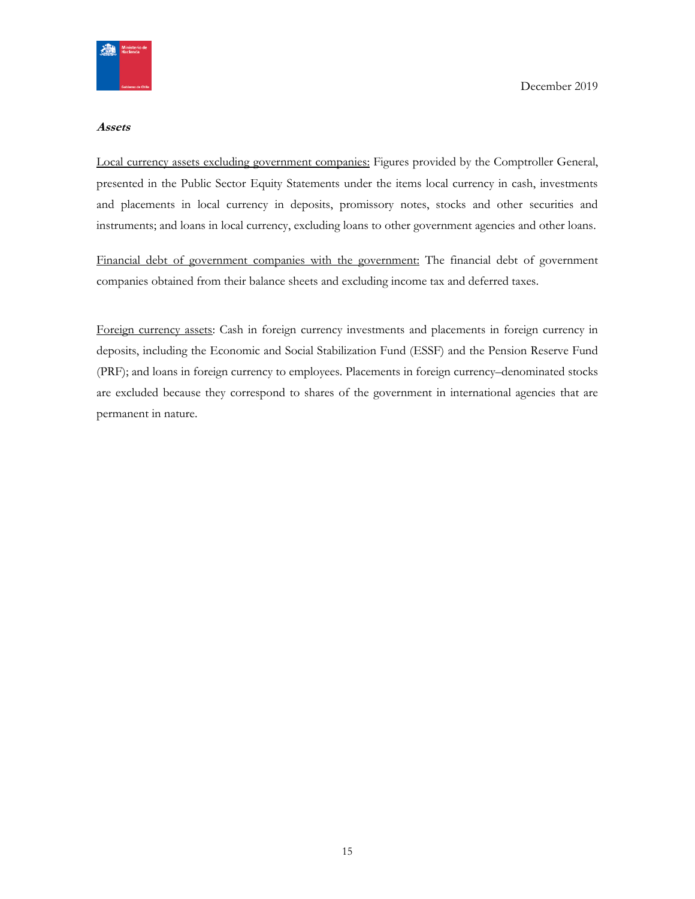***Assets***

<u>Local currency assets excluding government companies:</u> Figures provided by the Comptroller General, presented in the Public Sector Equity Statements under the items local currency in cash, investments and placements in local currency in deposits, promissory notes, stocks and other securities and instruments; and loans in local currency, excluding loans to other government agencies and other loans.

<u>Financial debt of government companies with the government:</u> The financial debt of government companies obtained from their balance sheets and excluding income tax and deferred taxes.

<u>Foreign currency assets</u>: Cash in foreign currency investments and placements in foreign currency in deposits, including the Economic and Social Stabilization Fund (ESSF) and the Pension Reserve Fund (PRF); and loans in foreign currency to employees. Placements in foreign currency–denominated stocks are excluded because they correspond to shares of the government in international agencies that are permanent in nature.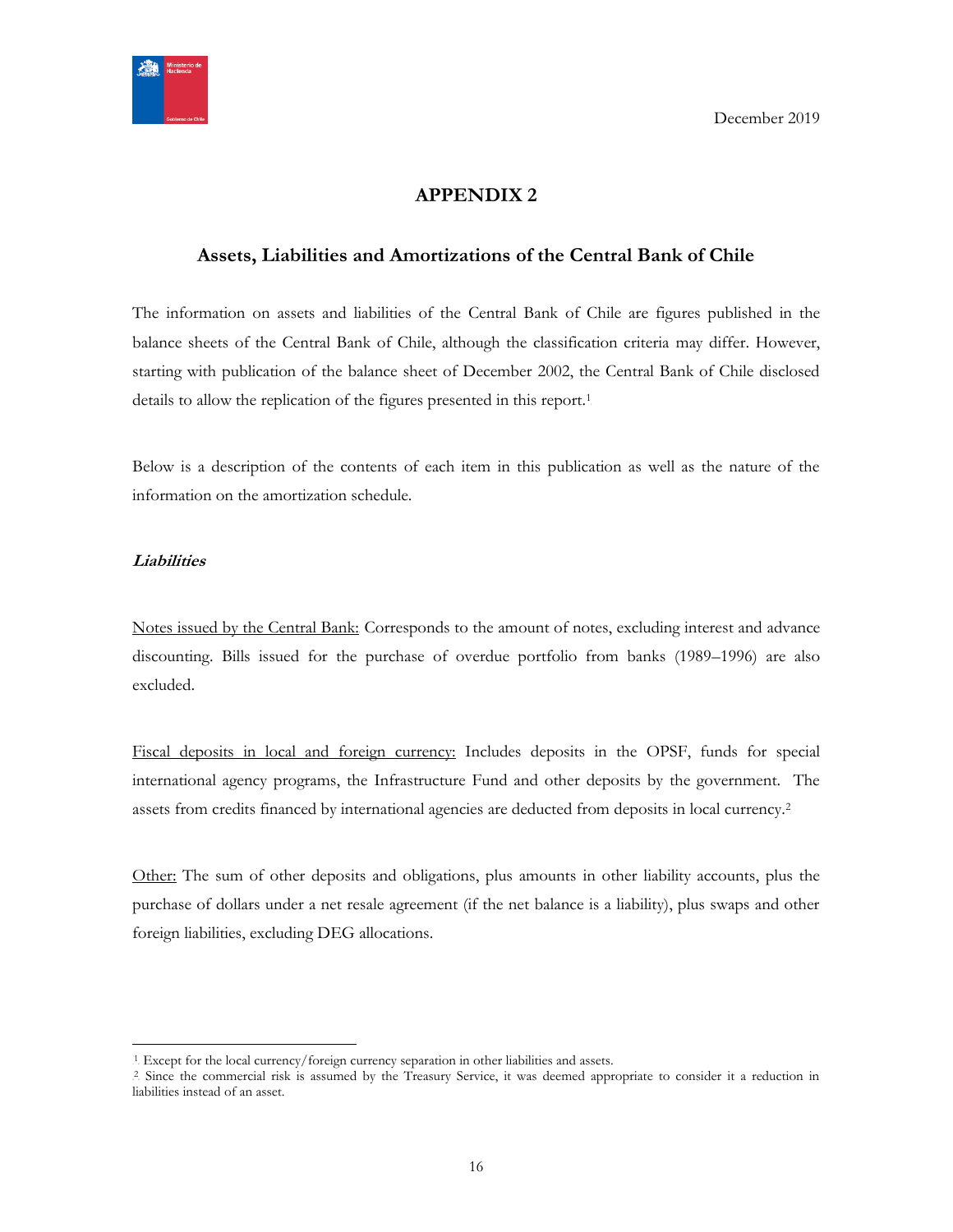December 2019

# APPENDIX 2

## Assets, Liabilities and Amortizations of the Central Bank of Chile

The information on assets and liabilities of the Central Bank of Chile are figures published in the balance sheets of the Central Bank of Chile, although the classification criteria may differ. However, starting with publication of the balance sheet of December 2002, the Central Bank of Chile disclosed details to allow the replication of the figures presented in this report.[1]

Below is a description of the contents of each item in this publication as well as the nature of the information on the amortization schedule.

***Liabilities***

Notes issued by the Central Bank: Corresponds to the amount of notes, excluding interest and advance discounting. Bills issued for the purchase of overdue portfolio from banks (1989–1996) are also excluded.

Fiscal deposits in local and foreign currency: Includes deposits in the OPSF, funds for special international agency programs, the Infrastructure Fund and other deposits by the government. The assets from credits financed by international agencies are deducted from deposits in local currency.[2]

Other: The sum of other deposits and obligations, plus amounts in other liability accounts, plus the purchase of dollars under a net resale agreement (if the net balance is a liability), plus swaps and other foreign liabilities, excluding DEG allocations.

---

[1] Except for the local currency/foreign currency separation in other liabilities and assets.

[2] Since the commercial risk is assumed by the Treasury Service, it was deemed appropriate to consider it a reduction in liabilities instead of an asset.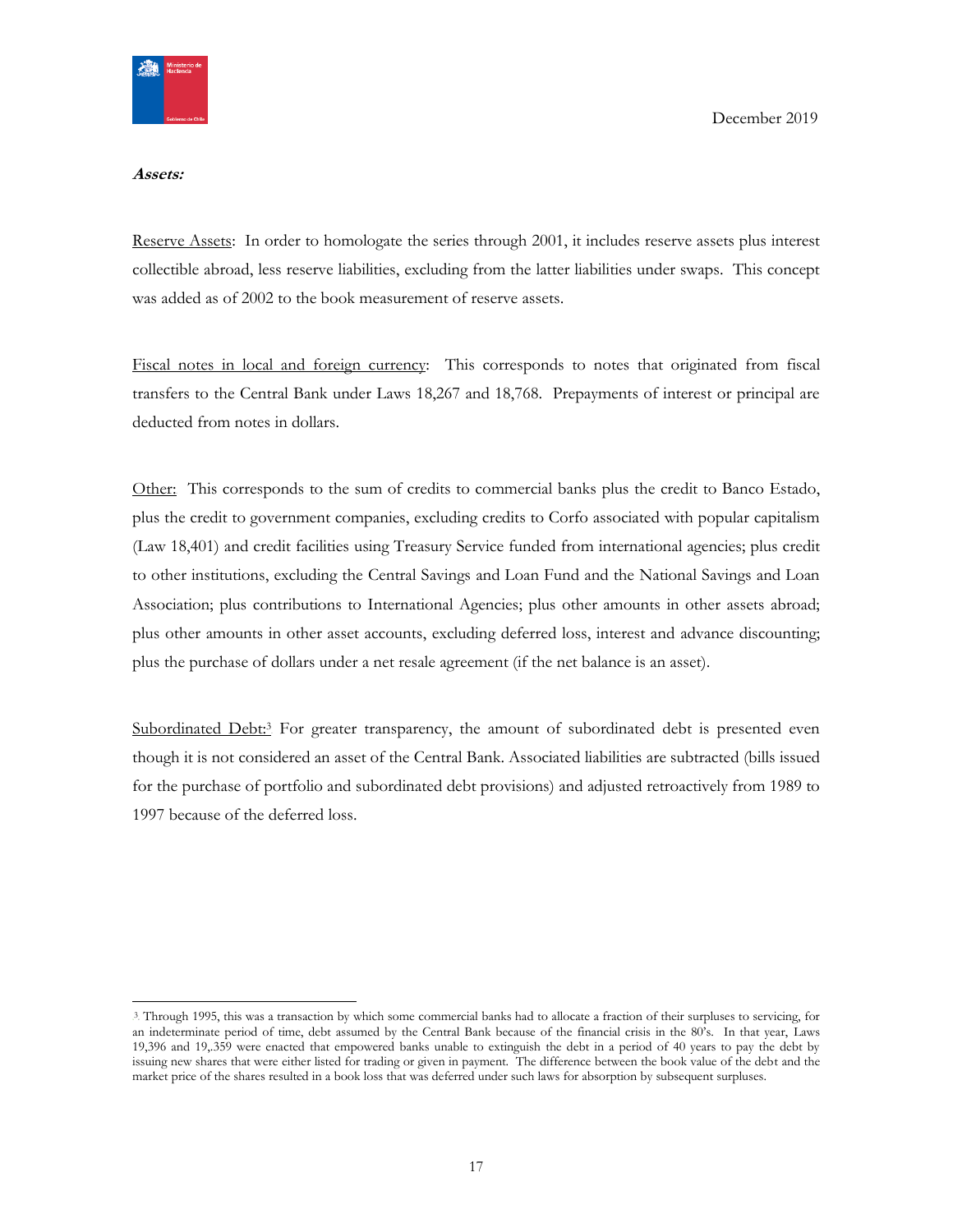**_Assets:_**

Reserve Assets: In order to homologate the series through 2001, it includes reserve assets plus interest collectible abroad, less reserve liabilities, excluding from the latter liabilities under swaps. This concept was added as of 2002 to the book measurement of reserve assets.

Fiscal notes in local and foreign currency: This corresponds to notes that originated from fiscal transfers to the Central Bank under Laws 18,267 and 18,768. Prepayments of interest or principal are deducted from notes in dollars.

Other: This corresponds to the sum of credits to commercial banks plus the credit to Banco Estado, plus the credit to government companies, excluding credits to Corfo associated with popular capitalism (Law 18,401) and credit facilities using Treasury Service funded from international agencies; plus credit to other institutions, excluding the Central Savings and Loan Fund and the National Savings and Loan Association; plus contributions to International Agencies; plus other amounts in other assets abroad; plus other amounts in other asset accounts, excluding deferred loss, interest and advance discounting; plus the purchase of dollars under a net resale agreement (if the net balance is an asset).

Subordinated Debt:[3] For greater transparency, the amount of subordinated debt is presented even though it is not considered an asset of the Central Bank. Associated liabilities are subtracted (bills issued for the purchase of portfolio and subordinated debt provisions) and adjusted retroactively from 1989 to 1997 because of the deferred loss.

---

[3] Through 1995, this was a transaction by which some commercial banks had to allocate a fraction of their surpluses to servicing, for an indeterminate period of time, debt assumed by the Central Bank because of the financial crisis in the 80's. In that year, Laws 19,396 and 19,.359 were enacted that empowered banks unable to extinguish the debt in a period of 40 years to pay the debt by issuing new shares that were either listed for trading or given in payment. The difference between the book value of the debt and the market price of the shares resulted in a book loss that was deferred under such laws for absorption by subsequent surpluses.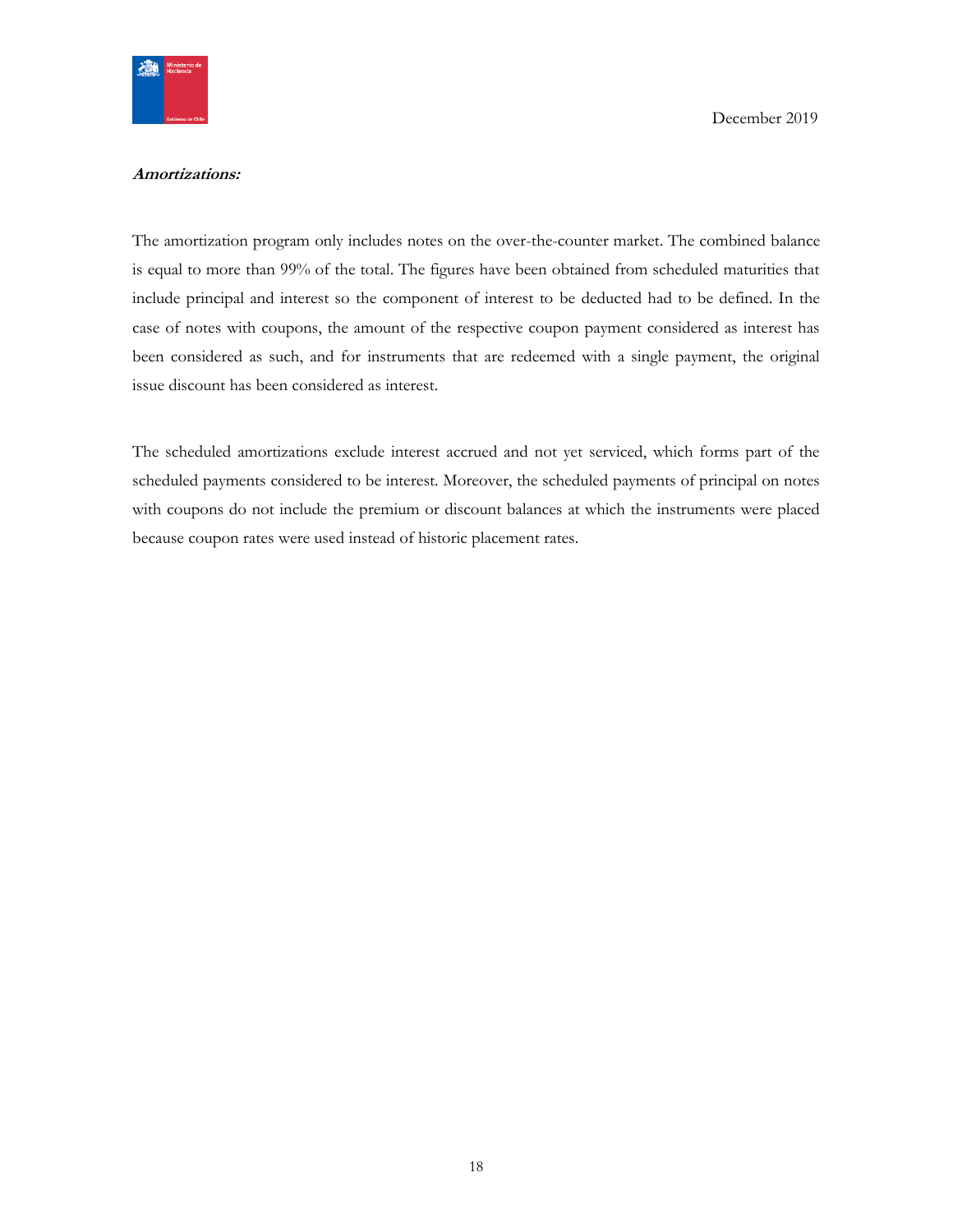***Amortizations:***

The amortization program only includes notes on the over-the-counter market. The combined balance is equal to more than 99% of the total. The figures have been obtained from scheduled maturities that include principal and interest so the component of interest to be deducted had to be defined. In the case of notes with coupons, the amount of the respective coupon payment considered as interest has been considered as such, and for instruments that are redeemed with a single payment, the original issue discount has been considered as interest.

The scheduled amortizations exclude interest accrued and not yet serviced, which forms part of the scheduled payments considered to be interest. Moreover, the scheduled payments of principal on notes with coupons do not include the premium or discount balances at which the instruments were placed because coupon rates were used instead of historic placement rates.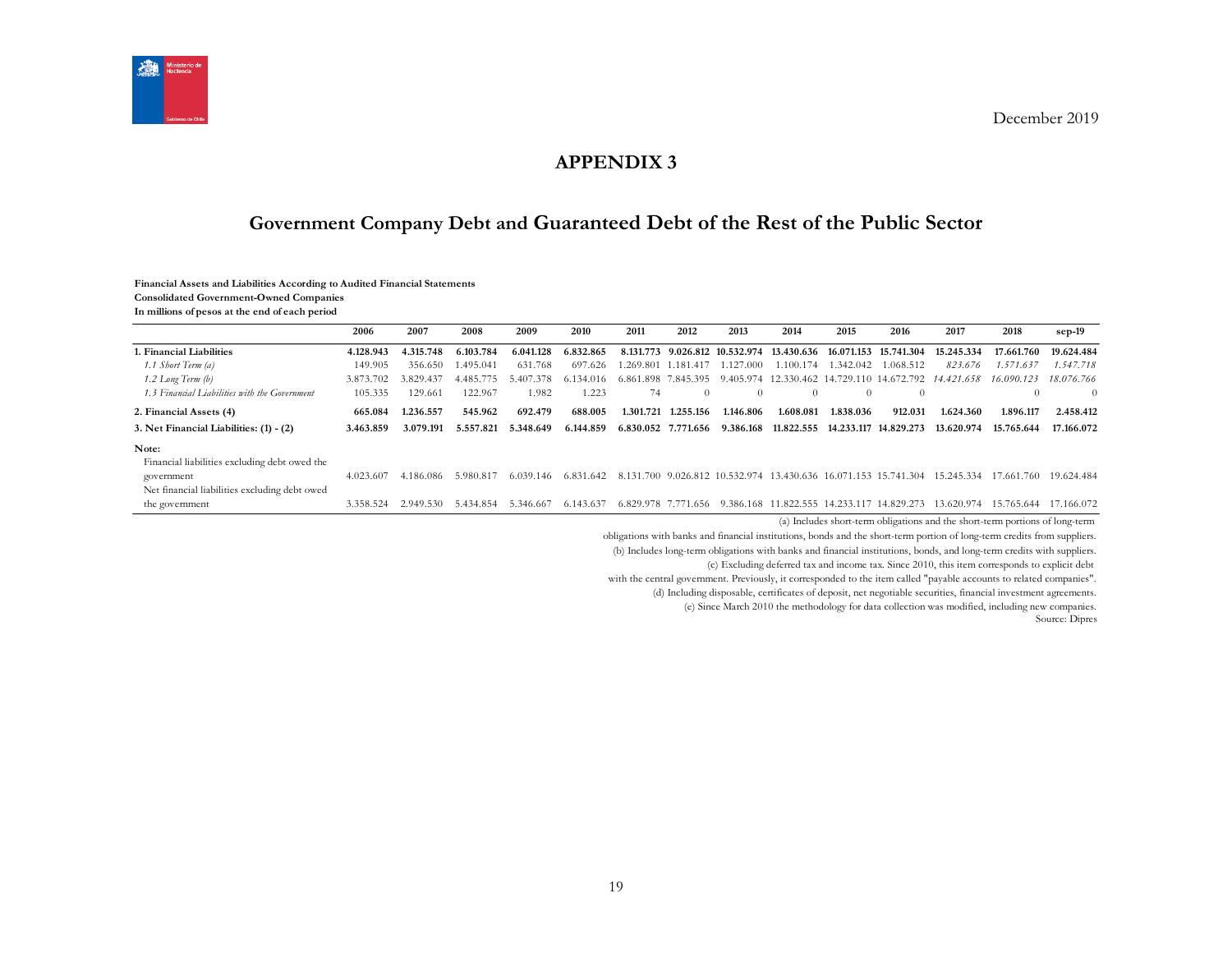December 2019

# APPENDIX 3

## Government Company Debt and Guaranteed Debt of the Rest of the Public Sector

**Financial Assets and Liabilities According to Audited Financial Statements**
**Consolidated Government-Owned Companies**
**In millions of pesos at the end of each period**

| | 2006 | 2007 | 2008 | 2009 | 2010 | 2011 | 2012 | 2013 | 2014 | 2015 | 2016 | 2017 | 2018 | sep-19 |
|---|---|---|---|---|---|---|---|---|---|---|---|---|---|---|
| **1. Financial Liabilities** | **4.128.943** | **4.315.748** | **6.103.784** | **6.041.128** | **6.832.865** | **8.131.773** | **9.026.812** | **10.532.974** | **13.430.636** | **16.071.153** | **15.741.304** | **15.245.334** | **17.661.760** | **19.624.484** |
| *1.1 Short Term (a)* | 149.905 | 356.650 | 1.495.041 | 631.768 | 697.626 | 1.269.801 | 1.181.417 | 1.127.000 | 1.100.174 | 1.342.042 | 1.068.512 | *823.676* | *1.571.637* | *1.547.718* |
| *1.2 Long Term (b)* | 3.873.702 | 3.829.437 | 4.485.775 | 5.407.378 | 6.134.016 | 6.861.898 | 7.845.395 | 9.405.974 | 12.330.462 | 14.729.110 | 14.672.792 | *14.421.658* | *16.090.123* | *18.076.766* |
| *1.3 Financial Liabilities with the Government* | 105.335 | 129.661 | 122.967 | 1.982 | 1.223 | 74 | 0 | 0 | 0 | 0 | 0 | | 0 | 0 |
| **2. Financial Assets (4)** | **665.084** | **1.236.557** | **545.962** | **692.479** | **688.005** | **1.301.721** | **1.255.156** | **1.146.806** | **1.608.081** | **1.838.036** | **912.031** | **1.624.360** | **1.896.117** | **2.458.412** |
| **3. Net Financial Liabilities: (1) - (2)** | **3.463.859** | **3.079.191** | **5.557.821** | **5.348.649** | **6.144.859** | **6.830.052** | **7.771.656** | **9.386.168** | **11.822.555** | **14.233.117** | **14.829.273** | **13.620.974** | **15.765.644** | **17.166.072** |
| **Note:** | | | | | | | | | | | | | | |
| Financial liabilities excluding debt owed the government | 4.023.607 | 4.186.086 | 5.980.817 | 6.039.146 | 6.831.642 | 8.131.700 | 9.026.812 | 10.532.974 | 13.430.636 | 16.071.153 | 15.741.304 | 15.245.334 | 17.661.760 | 19.624.484 |
| Net financial liabilities excluding debt owed the government | 3.358.524 | 2.949.530 | 5.434.854 | 5.346.667 | 6.143.637 | 6.829.978 | 7.771.656 | 9.386.168 | 11.822.555 | 14.233.117 | 14.829.273 | 13.620.974 | 15.765.644 | 17.166.072 |

(a) Includes short-term obligations and the short-term portions of long-term obligations with banks and financial institutions, bonds and the short-term portion of long-term credits from suppliers.
(b) Includes long-term obligations with banks and financial institutions, bonds, and long-term credits with suppliers.
(c) Excluding deferred tax and income tax. Since 2010, this item corresponds to explicit debt with the central government. Previously, it corresponded to the item called "payable accounts to related companies".
(d) Including disposable, certificates of deposit, net negotiable securities, financial investment agreements.
(e) Since March 2010 the methodology for data collection was modified, including new companies.
Source: Dipres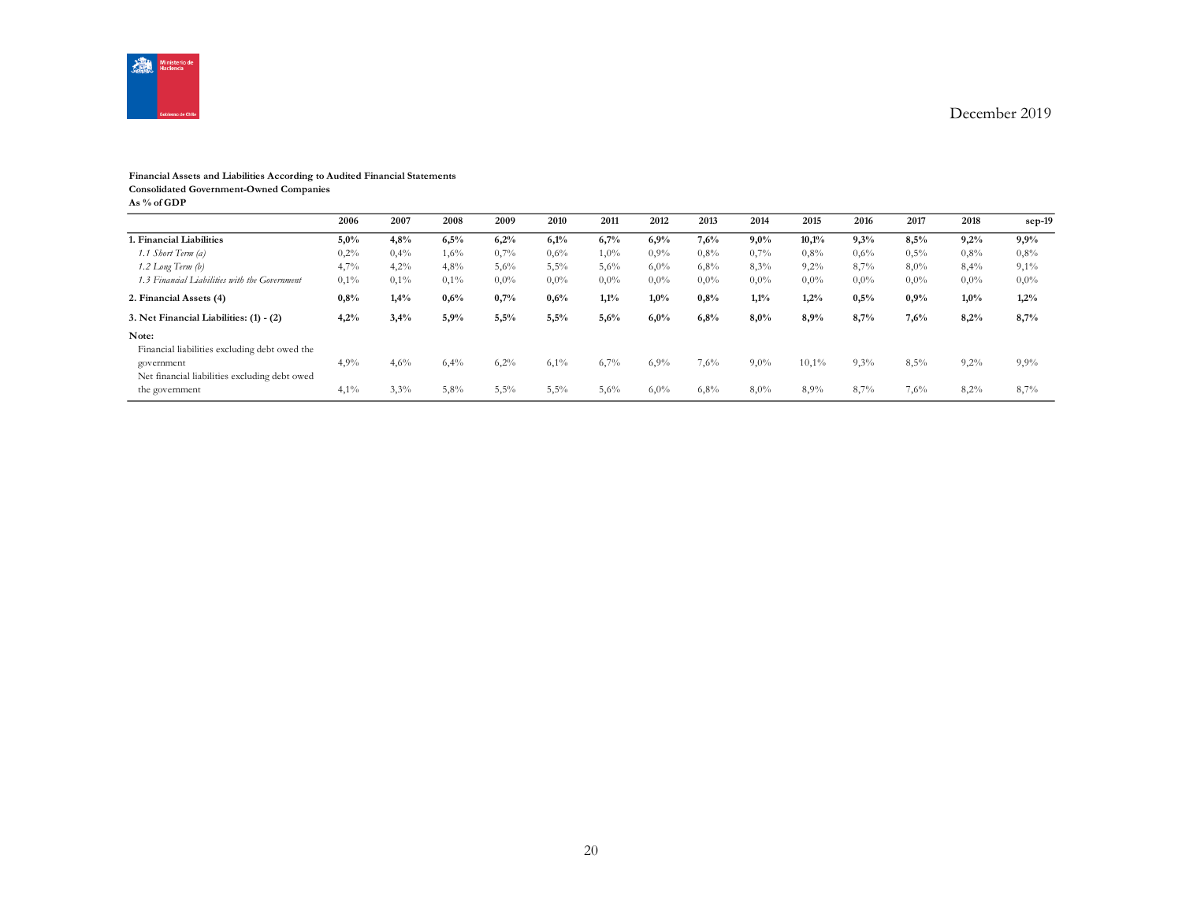December 2019

**Financial Assets and Liabilities According to Audited Financial Statements**
**Consolidated Government-Owned Companies**
**As % of GDP**

| | 2006 | 2007 | 2008 | 2009 | 2010 | 2011 | 2012 | 2013 | 2014 | 2015 | 2016 | 2017 | 2018 | sep-19 |
|---|---|---|---|---|---|---|---|---|---|---|---|---|---|---|
| **1. Financial Liabilities** | **5,0%** | **4,8%** | **6,5%** | **6,2%** | **6,1%** | **6,7%** | **6,9%** | **7,6%** | **9,0%** | **10,1%** | **9,3%** | **8,5%** | **9,2%** | **9,9%** |
| *1.1 Short Term (a)* | 0,2% | 0,4% | 1,6% | 0,7% | 0,6% | 1,0% | 0,9% | 0,8% | 0,7% | 0,8% | 0,6% | 0,5% | 0,8% | 0,8% |
| *1.2 Long Term (b)* | 4,7% | 4,2% | 4,8% | 5,6% | 5,5% | 5,6% | 6,0% | 6,8% | 8,3% | 9,2% | 8,7% | 8,0% | 8,4% | 9,1% |
| *1.3 Financial Liabilities with the Government* | 0,1% | 0,1% | 0,1% | 0,0% | 0,0% | 0,0% | 0,0% | 0,0% | 0,0% | 0,0% | 0,0% | 0,0% | 0,0% | 0,0% |
| **2. Financial Assets (4)** | **0,8%** | **1,4%** | **0,6%** | **0,7%** | **0,6%** | **1,1%** | **1,0%** | **0,8%** | **1,1%** | **1,2%** | **0,5%** | **0,9%** | **1,0%** | **1,2%** |
| **3. Net Financial Liabilities: (1) - (2)** | **4,2%** | **3,4%** | **5,9%** | **5,5%** | **5,5%** | **5,6%** | **6,0%** | **6,8%** | **8,0%** | **8,9%** | **8,7%** | **7,6%** | **8,2%** | **8,7%** |
| **Note:** | | | | | | | | | | | | | | |
| Financial liabilities excluding debt owed the government | 4,9% | 4,6% | 6,4% | 6,2% | 6,1% | 6,7% | 6,9% | 7,6% | 9,0% | 10,1% | 9,3% | 8,5% | 9,2% | 9,9% |
| Net financial liabilities excluding debt owed the government | 4,1% | 3,3% | 5,8% | 5,5% | 5,5% | 5,6% | 6,0% | 6,8% | 8,0% | 8,9% | 8,7% | 7,6% | 8,2% | 8,7% |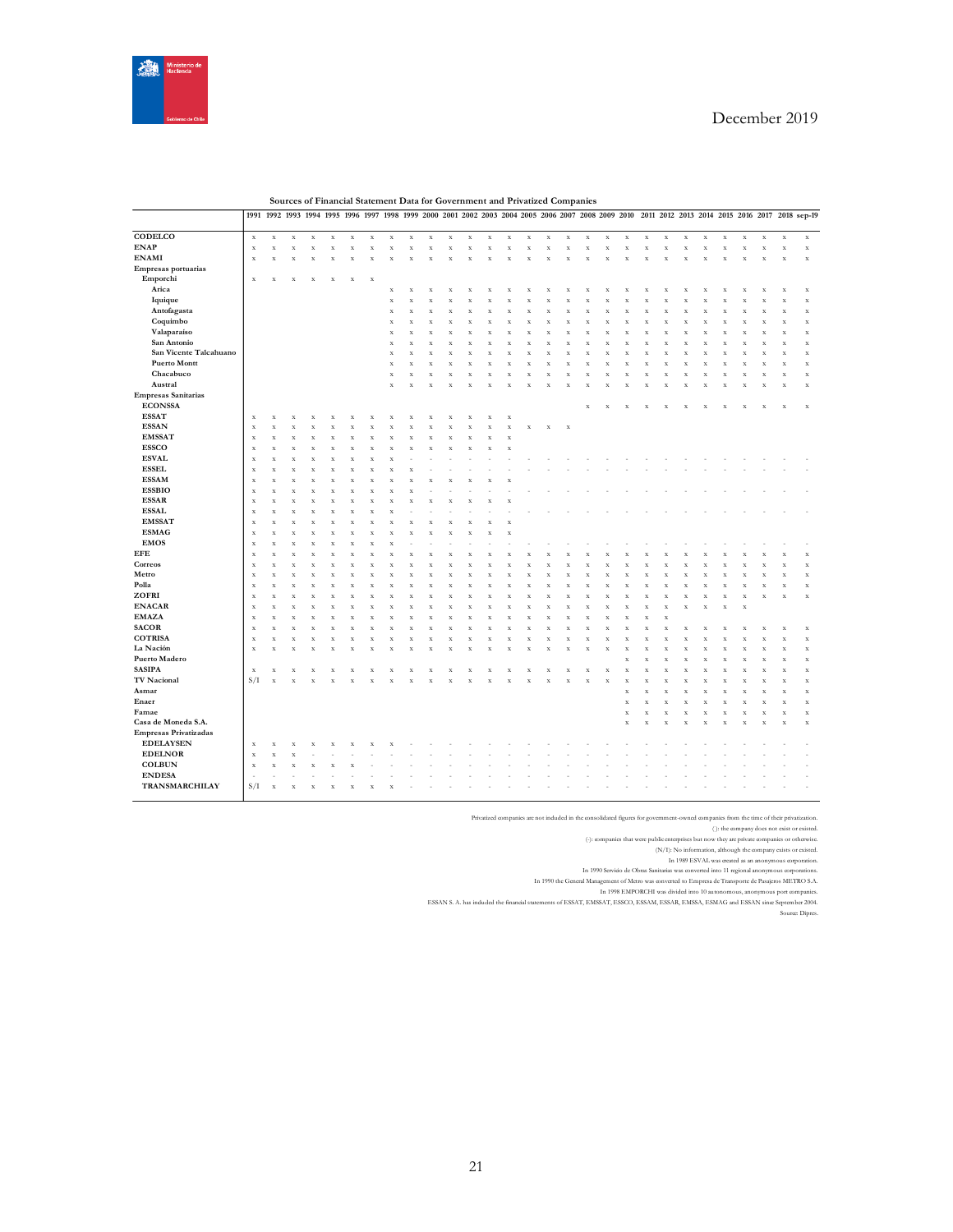**Sources of Financial Statement Data for Government and Privatized Companies**

| | 1991 | 1992 | 1993 | 1994 | 1995 | 1996 | 1997 | 1998 | 1999 | 2000 | 2001 | 2002 | 2003 | 2004 | 2005 | 2006 | 2007 | 2008 | 2009 | 2010 | 2011 | 2012 | 2013 | 2014 | 2015 | 2016 | 2017 | 2018 | sep-19 |
|---|---|---|---|---|---|---|---|---|---|---|---|---|---|---|---|---|---|---|---|---|---|---|---|---|---|---|---|---|---|
| **CODELCO** | x | x | x | x | x | x | x | x | x | x | x | x | x | x | x | x | x | x | x | x | x | x | x | x | x | x | x | x | x |
| **ENAP** | x | x | x | x | x | x | x | x | x | x | x | x | x | x | x | x | x | x | x | x | x | x | x | x | x | x | x | x | x |
| **ENAMI** | x | x | x | x | x | x | x | x | x | x | x | x | x | x | x | x | x | x | x | x | x | x | x | x | x | x | x | x | x |
| **Empresas portuarias** | | | | | | | | | | | | | | | | | | | | | | | | | | | | | |
| **Emporchi** | x | x | x | x | x | x | x | | | | | | | | | | | | | | | | | | | | | | |
| **Arica** | | | | | | | | x | x | x | x | x | x | x | x | x | x | x | x | x | x | x | x | x | x | x | x | x | x |
| **Iquique** | | | | | | | | x | x | x | x | x | x | x | x | x | x | x | x | x | x | x | x | x | x | x | x | x | x |
| **Antofagasta** | | | | | | | | x | x | x | x | x | x | x | x | x | x | x | x | x | x | x | x | x | x | x | x | x | x |
| **Coquimbo** | | | | | | | | x | x | x | x | x | x | x | x | x | x | x | x | x | x | x | x | x | x | x | x | x | x |
| **Valaparaíso** | | | | | | | | x | x | x | x | x | x | x | x | x | x | x | x | x | x | x | x | x | x | x | x | x | x |
| **San Antonio** | | | | | | | | x | x | x | x | x | x | x | x | x | x | x | x | x | x | x | x | x | x | x | x | x | x |
| **San Vicente Talcahuano** | | | | | | | | x | x | x | x | x | x | x | x | x | x | x | x | x | x | x | x | x | x | x | x | x | x |
| **Puerto Montt** | | | | | | | | x | x | x | x | x | x | x | x | x | x | x | x | x | x | x | x | x | x | x | x | x | x |
| **Chacabuco** | | | | | | | | x | x | x | x | x | x | x | x | x | x | x | x | x | x | x | x | x | x | x | x | x | x |
| **Austral** | | | | | | | | x | x | x | x | x | x | x | x | x | x | x | x | x | x | x | x | x | x | x | x | x | x |
| **Empresas Sanitarias** | | | | | | | | | | | | | | | | | | | | | | | | | | | | | |
| **ECONSSA** | | | | | | | | | | | | | | | | | | x | x | x | x | x | x | x | x | x | x | x | x |
| **ESSAT** | x | x | x | x | x | x | x | x | x | x | x | x | x | x | | | | | | | | | | | | | | | |
| **ESSAN** | x | x | x | x | x | x | x | x | x | x | x | x | x | x | x | x | x | | | | | | | | | | | | |
| **EMSSAT** | x | x | x | x | x | x | x | x | x | x | x | x | x | x | | | | | | | | | | | | | | | |
| **ESSCO** | x | x | x | x | x | x | x | x | x | x | x | x | x | x | | | | | | | | | | | | | | | |
| **ESVAL** | x | x | x | x | x | x | x | x | - | - | - | - | - | - | - | - | - | - | - | - | - | - | - | - | - | - | - | - | - |
| **ESSEL** | x | x | x | x | x | x | x | x | x | - | - | - | - | - | - | - | - | - | - | - | - | - | - | - | - | - | - | - | - |
| **ESSAM** | x | x | x | x | x | x | x | x | x | x | x | x | x | x | | | | | | | | | | | | | | | |
| **ESSBIO** | x | x | x | x | x | x | x | x | x | - | - | - | - | - | - | - | - | - | - | - | - | - | - | - | - | - | - | - | - |
| **ESSAR** | x | x | x | x | x | x | x | x | x | x | x | x | x | x | | | | | | | | | | | | | | | |
| **ESSAL** | x | x | x | x | x | x | x | x | - | - | - | - | - | - | - | - | - | - | - | - | - | - | - | - | - | - | - | - | - |
| **EMSSAT** | x | x | x | x | x | x | x | x | x | x | x | x | x | x | | | | | | | | | | | | | | | |
| **ESMAG** | x | x | x | x | x | x | x | x | x | x | x | x | x | x | | | | | | | | | | | | | | | |
| **EMOS** | x | x | x | x | x | x | x | x | - | - | - | - | - | - | - | - | - | - | - | - | - | - | - | - | - | - | - | - | - |
| **EFE** | x | x | x | x | x | x | x | x | x | x | x | x | x | x | x | x | x | x | x | x | x | x | x | x | x | x | x | x | x |
| **Correos** | x | x | x | x | x | x | x | x | x | x | x | x | x | x | x | x | x | x | x | x | x | x | x | x | x | x | x | x | x |
| **Metro** | x | x | x | x | x | x | x | x | x | x | x | x | x | x | x | x | x | x | x | x | x | x | x | x | x | x | x | x | x |
| **Polla** | x | x | x | x | x | x | x | x | x | x | x | x | x | x | x | x | x | x | x | x | x | x | x | x | x | x | x | x | x |
| **ZOFRI** | x | x | x | x | x | x | x | x | x | x | x | x | x | x | x | x | x | x | x | x | x | x | x | x | x | x | x | x | x |
| **ENACAR** | x | x | x | x | x | x | x | x | x | x | x | x | x | x | x | x | x | x | x | x | x | x | x | x | x | x | | | |
| **EMAZA** | x | x | x | x | x | x | x | x | x | x | x | x | x | x | x | x | x | x | x | x | x | x | | | | | | | |
| **SACOR** | x | x | x | x | x | x | x | x | x | x | x | x | x | x | x | x | x | x | x | x | x | x | x | x | x | x | x | x | x |
| **COTRISA** | x | x | x | x | x | x | x | x | x | x | x | x | x | x | x | x | x | x | x | x | x | x | x | x | x | x | x | x | x |
| **La Nación** | x | x | x | x | x | x | x | x | x | x | x | x | x | x | x | x | x | x | x | x | x | x | x | x | x | x | x | x | x |
| **Puerto Madero** | | | | | | | | | | | | | | | | | | | | x | x | x | x | x | x | x | x | x | x |
| **SASIPA** | x | x | x | x | x | x | x | x | x | x | x | x | x | x | x | x | x | x | x | x | x | x | x | x | x | x | x | x | x |
| **TV Nacional** | S/I | x | x | x | x | x | x | x | x | x | x | x | x | x | x | x | x | x | x | x | x | x | x | x | x | x | x | x | x |
| **Asmar** | | | | | | | | | | | | | | | | | | | | x | x | x | x | x | x | x | x | x | x |
| **Enaer** | | | | | | | | | | | | | | | | | | | | x | x | x | x | x | x | x | x | x | x |
| **Famae** | | | | | | | | | | | | | | | | | | | | x | x | x | x | x | x | x | x | x | x |
| **Casa de Moneda S.A.** | | | | | | | | | | | | | | | | | | | | x | x | x | x | x | x | x | x | x | x |
| **Empresas Privatizadas** | | | | | | | | | | | | | | | | | | | | | | | | | | | | | |
| **EDELAYSEN** | x | x | x | x | x | x | x | x | - | - | - | - | - | - | - | - | - | - | - | - | - | - | - | - | - | - | - | - | - |
| **EDELNOR** | x | x | x | - | - | - | - | - | - | - | - | - | - | - | - | - | - | - | - | - | - | - | - | - | - | - | - | - | - |
| **COLBUN** | x | x | x | x | x | x | - | - | - | - | - | - | - | - | - | - | - | - | - | - | - | - | - | - | - | - | - | - | - |
| **ENDESA** | - | - | - | - | - | - | - | - | - | - | - | - | - | - | - | - | - | - | - | - | - | - | - | - | - | - | - | - | - |
| **TRANSMARCHILAY** | S/I | x | x | x | x | x | x | x | - | - | - | - | - | - | - | - | - | - | - | - | - | - | - | - | - | - | - | - | - |

Privatized companies are not included in the consolidated figures for government-owned companies from the time of their privatization.

( ): the company does not exist or existed.

(-): companies that were public enterprises but now they are private companies or otherwise.

(N/I): No information, although the company exists or existed.

In 1989 ESVAL was created as an anonymous corporation.

In 1990 Servicio de Obras Sanitarias was converted into 11 regional anonymous corporations.

In 1990 the General Management of Metro was converted to Empresa de Transporte de Pasajeros METRO S.A.

In 1998 EMPORCHI was divided into 10 autonomous, anonymous port companies.

ESSAN S. A. has included the financial statements of ESSAT, EMSSAT, ESSCO, ESSAM, ESSAR, EMSSA, ESMAG and ESSAN since September 2004.

Source: Dipres.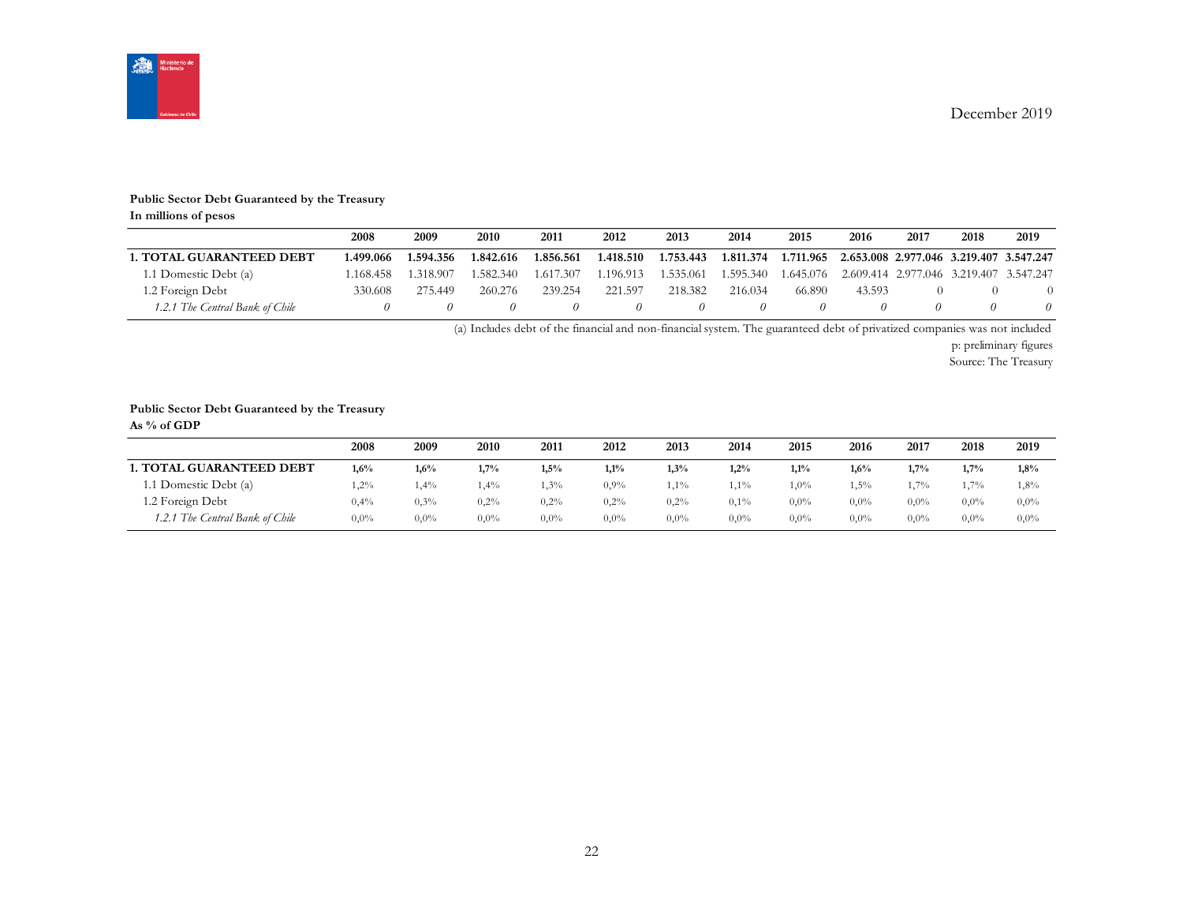December 2019

**Public Sector Debt Guaranteed by the Treasury**
**In millions of pesos**

| | 2008 | 2009 | 2010 | 2011 | 2012 | 2013 | 2014 | 2015 | 2016 | 2017 | 2018 | 2019 |
|---|---|---|---|---|---|---|---|---|---|---|---|---|
| **1. TOTAL GUARANTEED DEBT** | **1.499.066** | **1.594.356** | **1.842.616** | **1.856.561** | **1.418.510** | **1.753.443** | **1.811.374** | **1.711.965** | **2.653.008** | **2.977.046** | **3.219.407** | **3.547.247** |
| 1.1 Domestic Debt (a) | 1.168.458 | 1.318.907 | 1.582.340 | 1.617.307 | 1.196.913 | 1.535.061 | 1.595.340 | 1.645.076 | 2.609.414 | 2.977.046 | 3.219.407 | 3.547.247 |
| 1.2 Foreign Debt | 330.608 | 275.449 | 260.276 | 239.254 | 221.597 | 218.382 | 216.034 | 66.890 | 43.593 | 0 | 0 | 0 |
| *1.2.1 The Central Bank of Chile* | *0* | *0* | *0* | *0* | *0* | *0* | *0* | *0* | *0* | *0* | *0* | *0* |

(a) Includes debt of the financial and non-financial system. The guaranteed debt of privatized companies was not included

p: preliminary figures

Source: The Treasury

**Public Sector Debt Guaranteed by the Treasury**
**As % of GDP**

| | 2008 | 2009 | 2010 | 2011 | 2012 | 2013 | 2014 | 2015 | 2016 | 2017 | 2018 | 2019 |
|---|---|---|---|---|---|---|---|---|---|---|---|---|
| **1. TOTAL GUARANTEED DEBT** | **1,6%** | **1,6%** | **1,7%** | **1,5%** | **1,1%** | **1,3%** | **1,2%** | **1,1%** | **1,6%** | **1,7%** | **1,7%** | **1,8%** |
| 1.1 Domestic Debt (a) | 1,2% | 1,4% | 1,4% | 1,3% | 0,9% | 1,1% | 1,1% | 1,0% | 1,5% | 1,7% | 1,7% | 1,8% |
| 1.2 Foreign Debt | 0,4% | 0,3% | 0,2% | 0,2% | 0,2% | 0,2% | 0,1% | 0,0% | 0,0% | 0,0% | 0,0% | 0,0% |
| *1.2.1 The Central Bank of Chile* | 0,0% | 0,0% | 0,0% | 0,0% | 0,0% | 0,0% | 0,0% | 0,0% | 0,0% | 0,0% | 0,0% | 0,0% |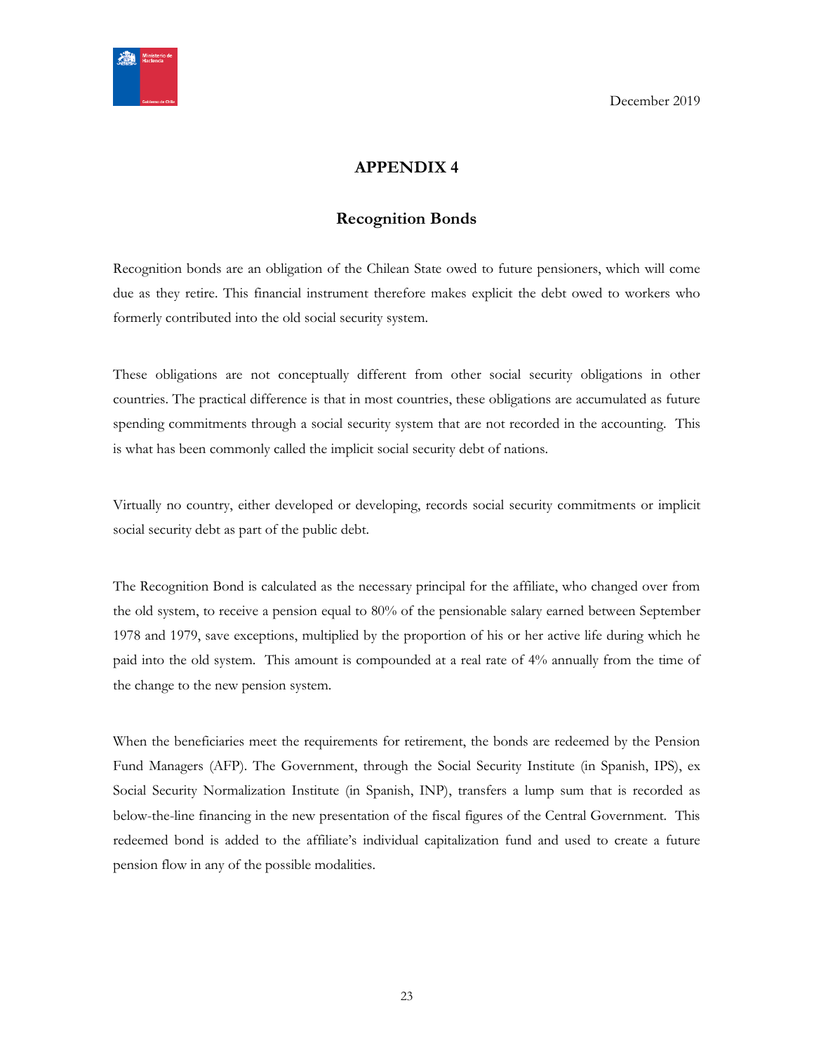# APPENDIX 4

## Recognition Bonds

Recognition bonds are an obligation of the Chilean State owed to future pensioners, which will come due as they retire. This financial instrument therefore makes explicit the debt owed to workers who formerly contributed into the old social security system.

These obligations are not conceptually different from other social security obligations in other countries. The practical difference is that in most countries, these obligations are accumulated as future spending commitments through a social security system that are not recorded in the accounting. This is what has been commonly called the implicit social security debt of nations.

Virtually no country, either developed or developing, records social security commitments or implicit social security debt as part of the public debt.

The Recognition Bond is calculated as the necessary principal for the affiliate, who changed over from the old system, to receive a pension equal to 80% of the pensionable salary earned between September 1978 and 1979, save exceptions, multiplied by the proportion of his or her active life during which he paid into the old system. This amount is compounded at a real rate of 4% annually from the time of the change to the new pension system.

When the beneficiaries meet the requirements for retirement, the bonds are redeemed by the Pension Fund Managers (AFP). The Government, through the Social Security Institute (in Spanish, IPS), ex Social Security Normalization Institute (in Spanish, INP), transfers a lump sum that is recorded as below-the-line financing in the new presentation of the fiscal figures of the Central Government. This redeemed bond is added to the affiliate's individual capitalization fund and used to create a future pension flow in any of the possible modalities.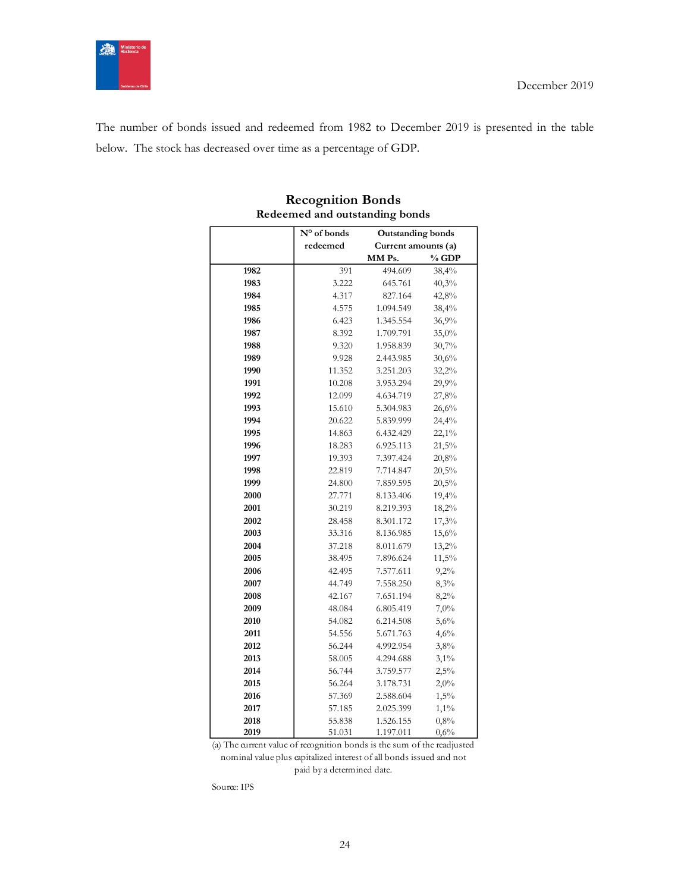December 2019

The number of bonds issued and redeemed from 1982 to December 2019 is presented in the table below. The stock has decreased over time as a percentage of GDP.

**Recognition Bonds**
**Redeemed and outstanding bonds**

| | N° of bonds redeemed | Outstanding bonds Current amounts (a) | |
|---|---|---|---|
| | | MM Ps. | % GDP |
| **1982** | 391 | 494.609 | 38,4% |
| **1983** | 3.222 | 645.761 | 40,3% |
| **1984** | 4.317 | 827.164 | 42,8% |
| **1985** | 4.575 | 1.094.549 | 38,4% |
| **1986** | 6.423 | 1.345.554 | 36,9% |
| **1987** | 8.392 | 1.709.791 | 35,0% |
| **1988** | 9.320 | 1.958.839 | 30,7% |
| **1989** | 9.928 | 2.443.985 | 30,6% |
| **1990** | 11.352 | 3.251.203 | 32,2% |
| **1991** | 10.208 | 3.953.294 | 29,9% |
| **1992** | 12.099 | 4.634.719 | 27,8% |
| **1993** | 15.610 | 5.304.983 | 26,6% |
| **1994** | 20.622 | 5.839.999 | 24,4% |
| **1995** | 14.863 | 6.432.429 | 22,1% |
| **1996** | 18.283 | 6.925.113 | 21,5% |
| **1997** | 19.393 | 7.397.424 | 20,8% |
| **1998** | 22.819 | 7.714.847 | 20,5% |
| **1999** | 24.800 | 7.859.595 | 20,5% |
| **2000** | 27.771 | 8.133.406 | 19,4% |
| **2001** | 30.219 | 8.219.393 | 18,2% |
| **2002** | 28.458 | 8.301.172 | 17,3% |
| **2003** | 33.316 | 8.136.985 | 15,6% |
| **2004** | 37.218 | 8.011.679 | 13,2% |
| **2005** | 38.495 | 7.896.624 | 11,5% |
| **2006** | 42.495 | 7.577.611 | 9,2% |
| **2007** | 44.749 | 7.558.250 | 8,3% |
| **2008** | 42.167 | 7.651.194 | 8,2% |
| **2009** | 48.084 | 6.805.419 | 7,0% |
| **2010** | 54.082 | 6.214.508 | 5,6% |
| **2011** | 54.556 | 5.671.763 | 4,6% |
| **2012** | 56.244 | 4.992.954 | 3,8% |
| **2013** | 58.005 | 4.294.688 | 3,1% |
| **2014** | 56.744 | 3.759.577 | 2,5% |
| **2015** | 56.264 | 3.178.731 | 2,0% |
| **2016** | 57.369 | 2.588.604 | 1,5% |
| **2017** | 57.185 | 2.025.399 | 1,1% |
| **2018** | 55.838 | 1.526.155 | 0,8% |
| **2019** | 51.031 | 1.197.011 | 0,6% |

(a) The current value of recognition bonds is the sum of the readjusted nominal value plus capitalized interest of all bonds issued and not paid by a determined date.

Source: IPS